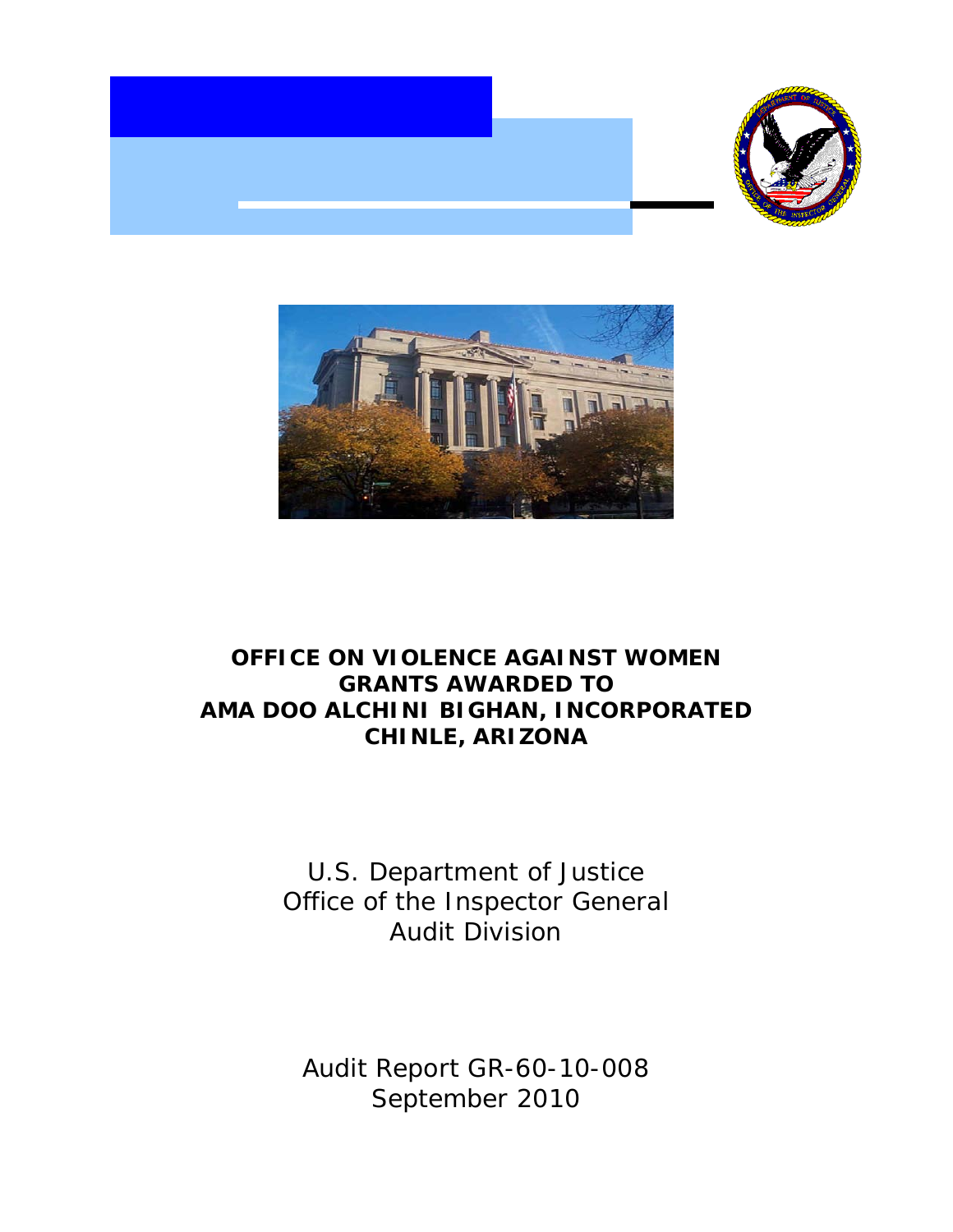# OFFICE ON VIOLENCE AGAINST WOMEN GRANTS AWARDED TO AMA DOO ALCHINI BIGHAN, INCORPORATED CHINLE, ARIZONA

U.S. Department of Justice
Office of the Inspector General
Audit Division

Audit Report GR-60-10-008
September 2010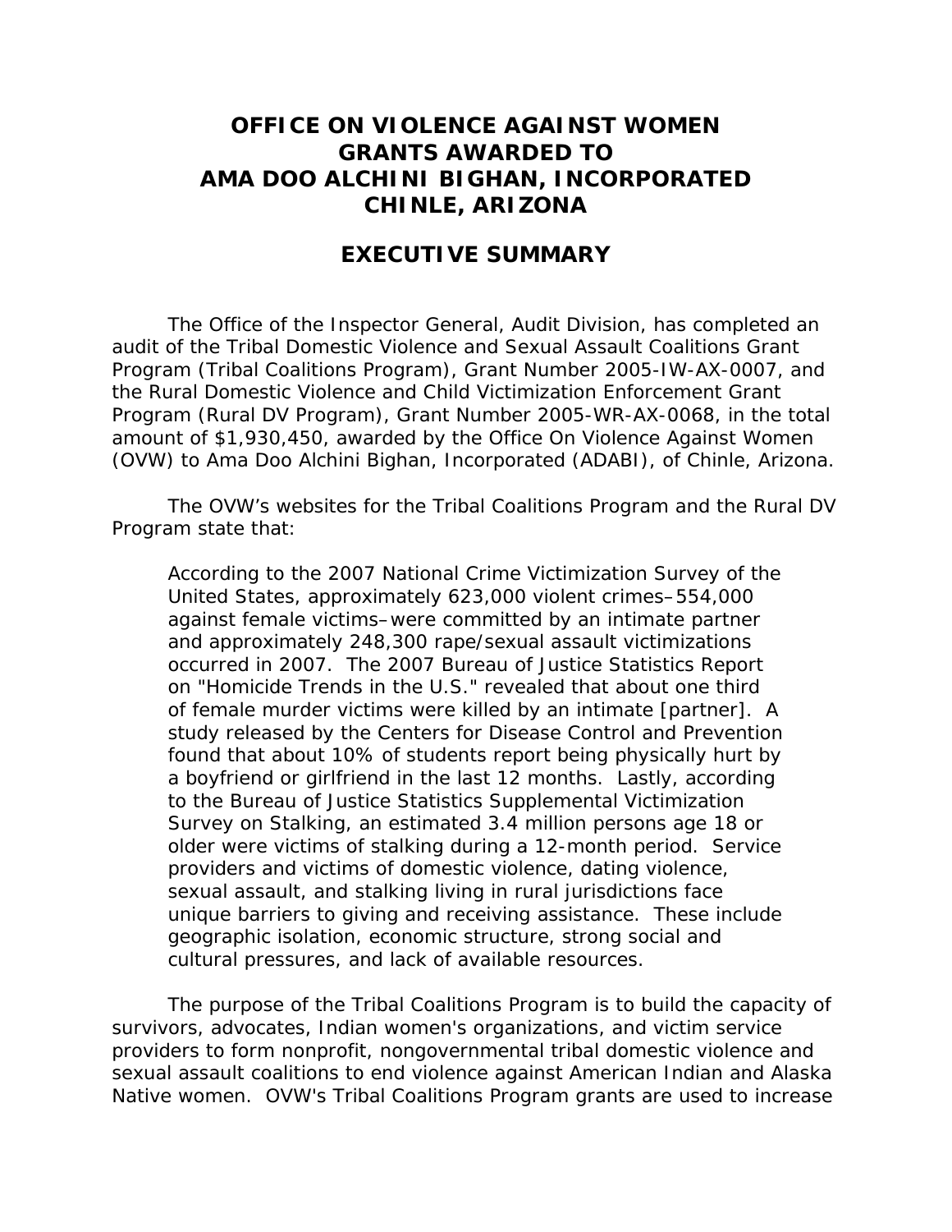# OFFICE ON VIOLENCE AGAINST WOMEN GRANTS AWARDED TO AMA DOO ALCHINI BIGHAN, INCORPORATED CHINLE, ARIZONA

## EXECUTIVE SUMMARY

The Office of the Inspector General, Audit Division, has completed an audit of the Tribal Domestic Violence and Sexual Assault Coalitions Grant Program (Tribal Coalitions Program), Grant Number 2005-IW-AX-0007, and the Rural Domestic Violence and Child Victimization Enforcement Grant Program (Rural DV Program), Grant Number 2005-WR-AX-0068, in the total amount of $1,930,450, awarded by the Office On Violence Against Women (OVW) to Ama Doo Alchini Bighan, Incorporated (ADABI), of Chinle, Arizona.

The OVW's websites for the Tribal Coalitions Program and the Rural DV Program state that:

> According to the 2007 National Crime Victimization Survey of the United States, approximately 623,000 violent crimes–554,000 against female victims–were committed by an intimate partner and approximately 248,300 rape/sexual assault victimizations occurred in 2007. The 2007 Bureau of Justice Statistics Report on "Homicide Trends in the U.S." revealed that about one third of female murder victims were killed by an intimate [partner]. A study released by the Centers for Disease Control and Prevention found that about 10% of students report being physically hurt by a boyfriend or girlfriend in the last 12 months. Lastly, according to the Bureau of Justice Statistics Supplemental Victimization Survey on Stalking, an estimated 3.4 million persons age 18 or older were victims of stalking during a 12-month period. Service providers and victims of domestic violence, dating violence, sexual assault, and stalking living in rural jurisdictions face unique barriers to giving and receiving assistance. These include geographic isolation, economic structure, strong social and cultural pressures, and lack of available resources.

The purpose of the Tribal Coalitions Program is to build the capacity of survivors, advocates, Indian women's organizations, and victim service providers to form nonprofit, nongovernmental tribal domestic violence and sexual assault coalitions to end violence against American Indian and Alaska Native women. OVW's Tribal Coalitions Program grants are used to increase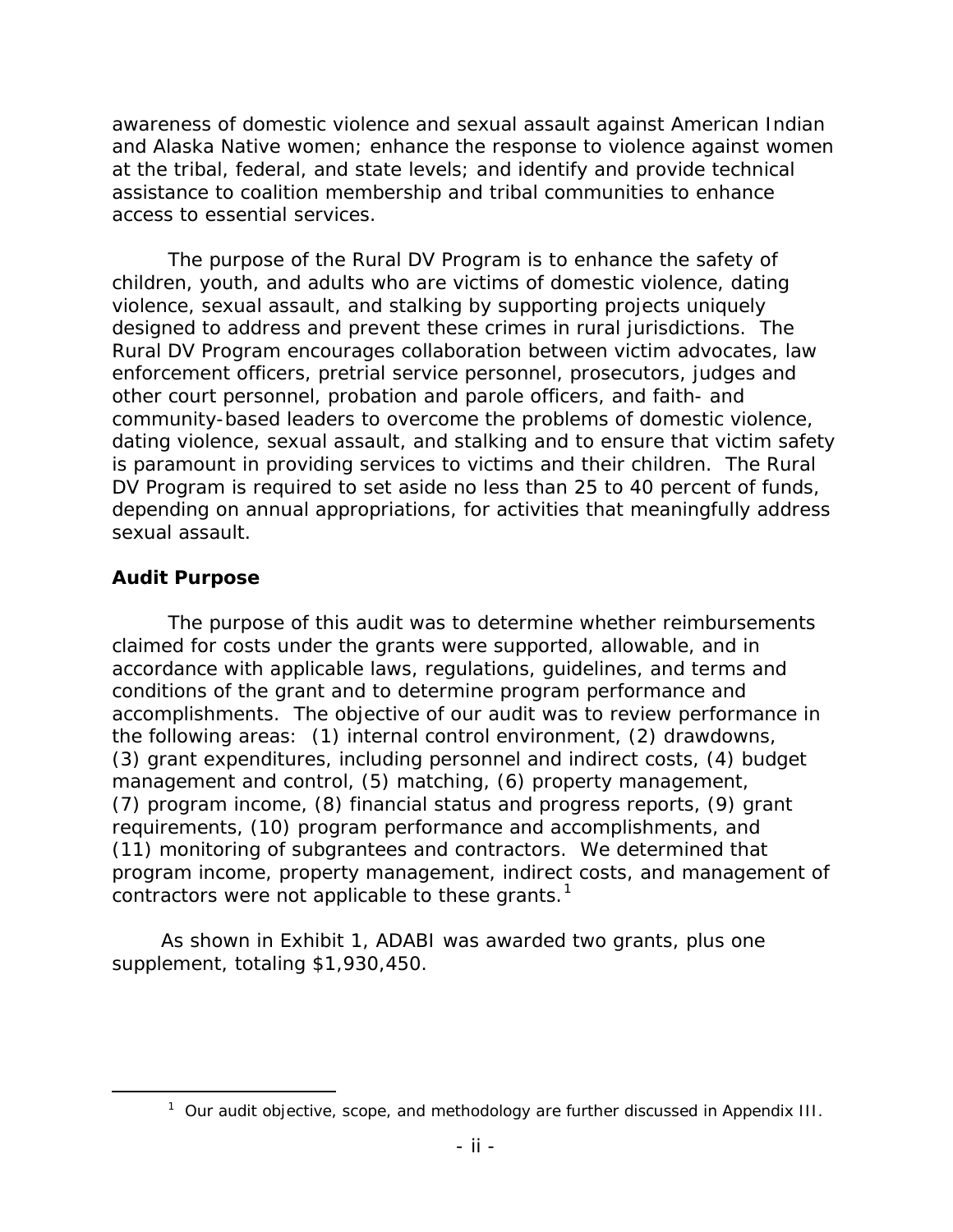awareness of domestic violence and sexual assault against American Indian and Alaska Native women; enhance the response to violence against women at the tribal, federal, and state levels; and identify and provide technical assistance to coalition membership and tribal communities to enhance access to essential services.

The purpose of the Rural DV Program is to enhance the safety of children, youth, and adults who are victims of domestic violence, dating violence, sexual assault, and stalking by supporting projects uniquely designed to address and prevent these crimes in rural jurisdictions. The Rural DV Program encourages collaboration between victim advocates, law enforcement officers, pretrial service personnel, prosecutors, judges and other court personnel, probation and parole officers, and faith- and community-based leaders to overcome the problems of domestic violence, dating violence, sexual assault, and stalking and to ensure that victim safety is paramount in providing services to victims and their children. The Rural DV Program is required to set aside no less than 25 to 40 percent of funds, depending on annual appropriations, for activities that meaningfully address sexual assault.

## Audit Purpose

The purpose of this audit was to determine whether reimbursements claimed for costs under the grants were supported, allowable, and in accordance with applicable laws, regulations, guidelines, and terms and conditions of the grant and to determine program performance and accomplishments. The objective of our audit was to review performance in the following areas: (1) internal control environment, (2) drawdowns, (3) grant expenditures, including personnel and indirect costs, (4) budget management and control, (5) matching, (6) property management, (7) program income, (8) financial status and progress reports, (9) grant requirements, (10) program performance and accomplishments, and (11) monitoring of subgrantees and contractors. We determined that program income, property management, indirect costs, and management of contractors were not applicable to these grants.[1]

As shown in Exhibit 1, ADABI was awarded two grants, plus one supplement, totaling $1,930,450.

---

[1] Our audit objective, scope, and methodology are further discussed in Appendix III.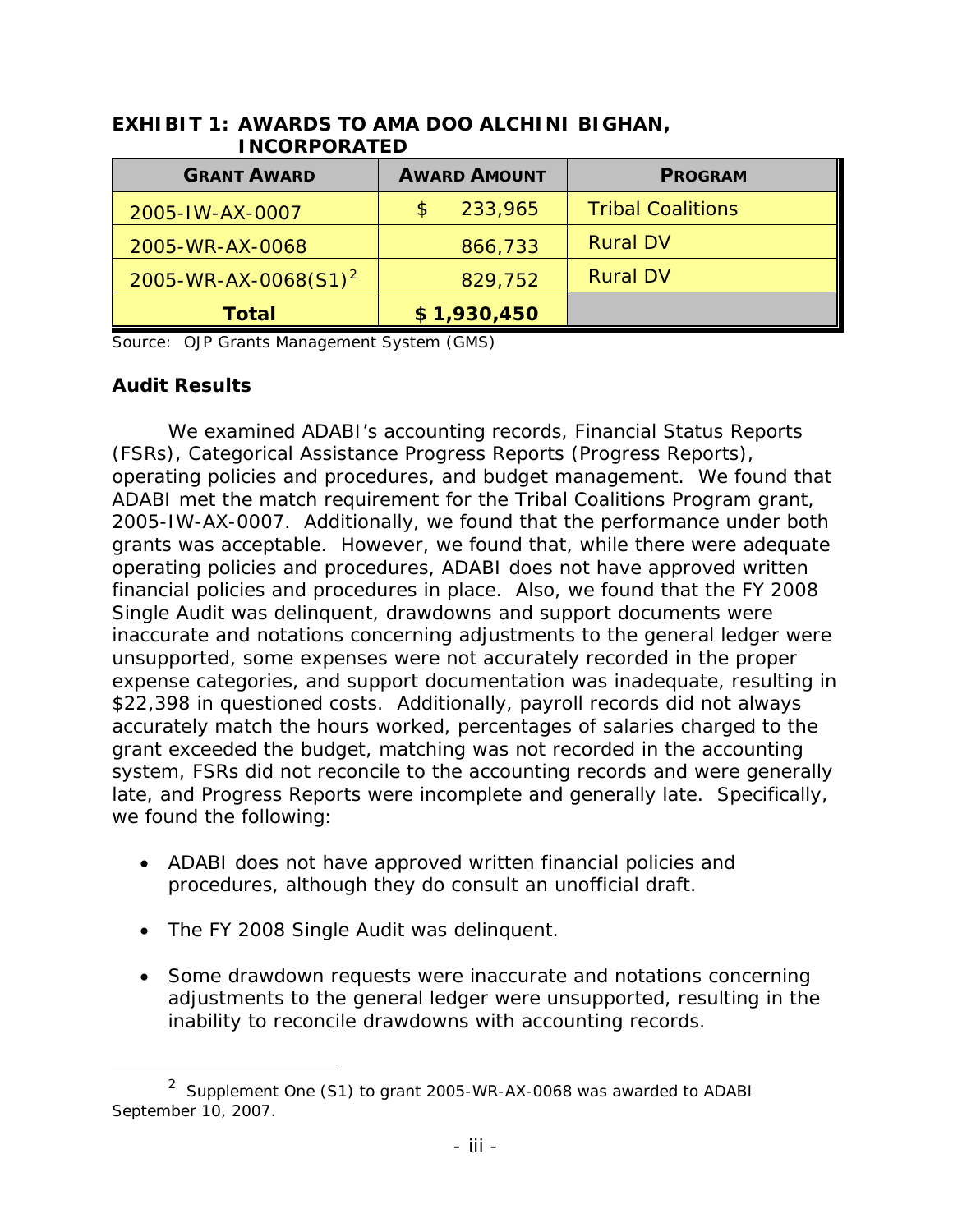**EXHIBIT 1: AWARDS TO AMA DOO ALCHINI BIGHAN, INCORPORATED**

| GRANT AWARD | AWARD AMOUNT | PROGRAM |
|---|---|---|
| 2005-IW-AX-0007 | $ 233,965 | Tribal Coalitions |
| 2005-WR-AX-0068 | 866,733 | Rural DV |
| 2005-WR-AX-0068(S1)[2] | 829,752 | Rural DV |
| **Total** | **$ 1,930,450** | |

Source: OJP Grants Management System (GMS)

**Audit Results**

We examined ADABI's accounting records, Financial Status Reports (FSRs), Categorical Assistance Progress Reports (Progress Reports), operating policies and procedures, and budget management. We found that ADABI met the match requirement for the Tribal Coalitions Program grant, 2005-IW-AX-0007. Additionally, we found that the performance under both grants was acceptable. However, we found that, while there were adequate operating policies and procedures, ADABI does not have approved written financial policies and procedures in place. Also, we found that the FY 2008 Single Audit was delinquent, drawdowns and support documents were inaccurate and notations concerning adjustments to the general ledger were unsupported, some expenses were not accurately recorded in the proper expense categories, and support documentation was inadequate, resulting in $22,398 in questioned costs. Additionally, payroll records did not always accurately match the hours worked, percentages of salaries charged to the grant exceeded the budget, matching was not recorded in the accounting system, FSRs did not reconcile to the accounting records and were generally late, and Progress Reports were incomplete and generally late. Specifically, we found the following:

- ADABI does not have approved written financial policies and procedures, although they do consult an unofficial draft.
- The FY 2008 Single Audit was delinquent.
- Some drawdown requests were inaccurate and notations concerning adjustments to the general ledger were unsupported, resulting in the inability to reconcile drawdowns with accounting records.

[2] Supplement One (S1) to grant 2005-WR-AX-0068 was awarded to ADABI September 10, 2007.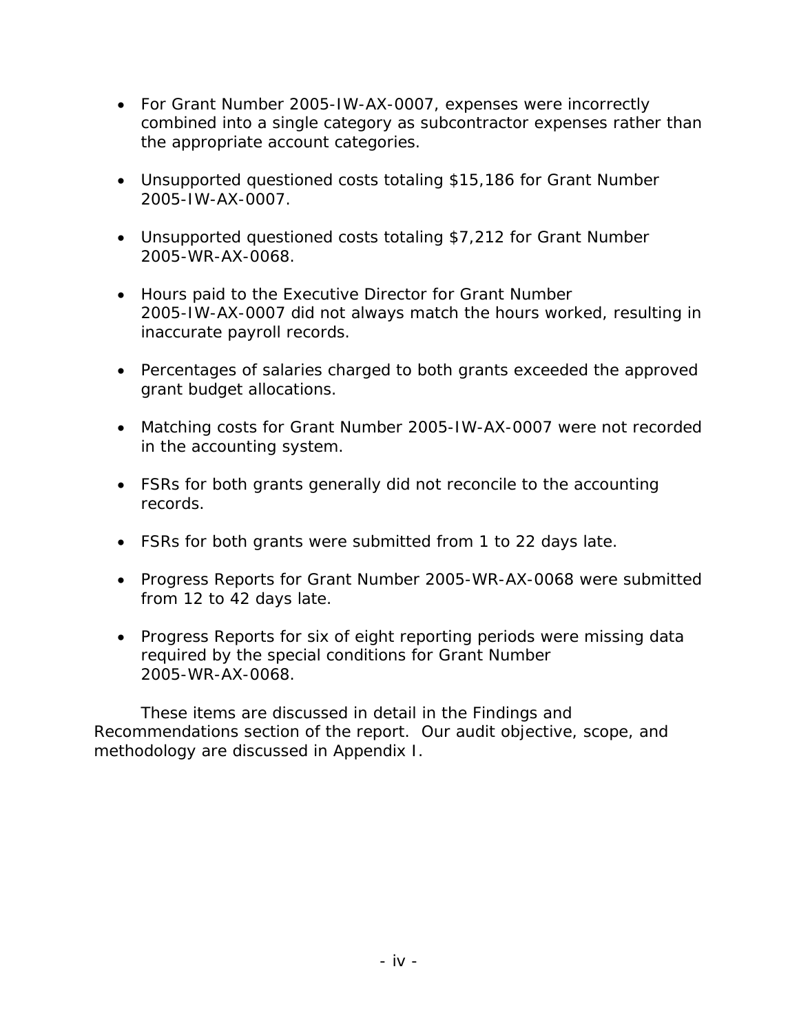- For Grant Number 2005-IW-AX-0007, expenses were incorrectly combined into a single category as subcontractor expenses rather than the appropriate account categories.

- Unsupported questioned costs totaling $15,186 for Grant Number 2005-IW-AX-0007.

- Unsupported questioned costs totaling $7,212 for Grant Number 2005-WR-AX-0068.

- Hours paid to the Executive Director for Grant Number 2005-IW-AX-0007 did not always match the hours worked, resulting in inaccurate payroll records.

- Percentages of salaries charged to both grants exceeded the approved grant budget allocations.

- Matching costs for Grant Number 2005-IW-AX-0007 were not recorded in the accounting system.

- FSRs for both grants generally did not reconcile to the accounting records.

- FSRs for both grants were submitted from 1 to 22 days late.

- Progress Reports for Grant Number 2005-WR-AX-0068 were submitted from 12 to 42 days late.

- Progress Reports for six of eight reporting periods were missing data required by the special conditions for Grant Number 2005-WR-AX-0068.

These items are discussed in detail in the Findings and Recommendations section of the report. Our audit objective, scope, and methodology are discussed in Appendix I.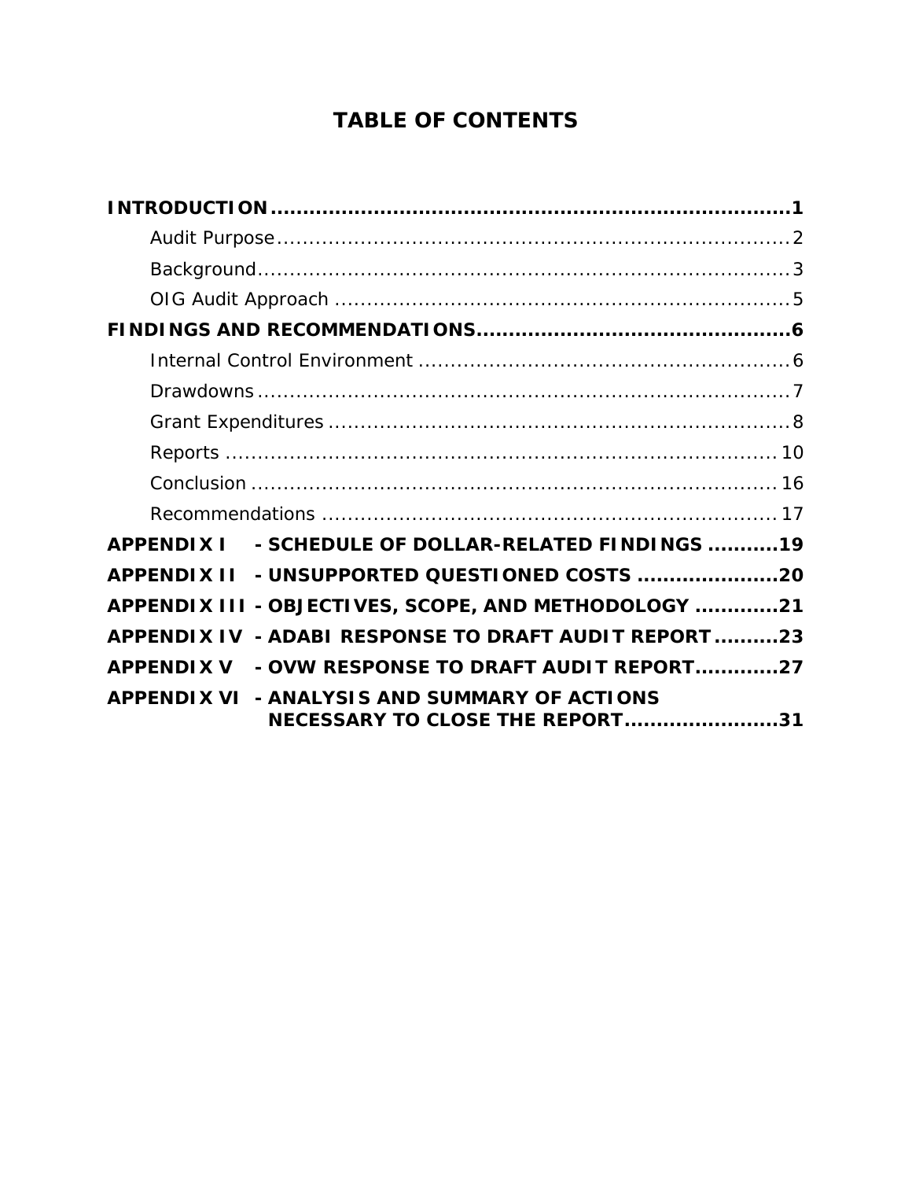# TABLE OF CONTENTS

**INTRODUCTION** .......... **1**

- Audit Purpose .......... 2
- Background .......... 3
- OIG Audit Approach .......... 5

**FINDINGS AND RECOMMENDATIONS** .......... **6**

- Internal Control Environment .......... 6
- Drawdowns .......... 7
- Grant Expenditures .......... 8
- Reports .......... 10
- Conclusion .......... 16
- Recommendations .......... 17

**APPENDIX I - SCHEDULE OF DOLLAR-RELATED FINDINGS** .......... **19**

**APPENDIX II - UNSUPPORTED QUESTIONED COSTS** .......... **20**

**APPENDIX III - OBJECTIVES, SCOPE, AND METHODOLOGY** .......... **21**

**APPENDIX IV - ADABI RESPONSE TO DRAFT AUDIT REPORT** .......... **23**

**APPENDIX V - OVW RESPONSE TO DRAFT AUDIT REPORT** .......... **27**

**APPENDIX VI - ANALYSIS AND SUMMARY OF ACTIONS NECESSARY TO CLOSE THE REPORT** .......... **31**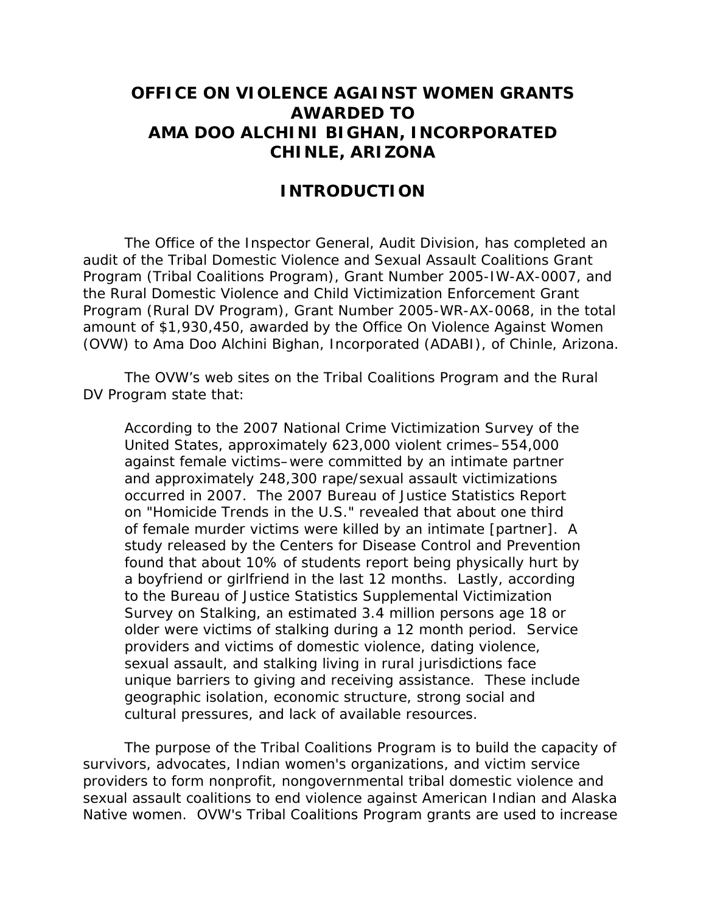# OFFICE ON VIOLENCE AGAINST WOMEN GRANTS AWARDED TO AMA DOO ALCHINI BIGHAN, INCORPORATED CHINLE, ARIZONA

## INTRODUCTION

The Office of the Inspector General, Audit Division, has completed an audit of the Tribal Domestic Violence and Sexual Assault Coalitions Grant Program (Tribal Coalitions Program), Grant Number 2005-IW-AX-0007, and the Rural Domestic Violence and Child Victimization Enforcement Grant Program (Rural DV Program), Grant Number 2005-WR-AX-0068, in the total amount of $1,930,450, awarded by the Office On Violence Against Women (OVW) to Ama Doo Alchini Bighan, Incorporated (ADABI), of Chinle, Arizona.

The OVW's web sites on the Tribal Coalitions Program and the Rural DV Program state that:

> According to the 2007 National Crime Victimization Survey of the United States, approximately 623,000 violent crimes–554,000 against female victims–were committed by an intimate partner and approximately 248,300 rape/sexual assault victimizations occurred in 2007. The 2007 Bureau of Justice Statistics Report on "Homicide Trends in the U.S." revealed that about one third of female murder victims were killed by an intimate [partner]. A study released by the Centers for Disease Control and Prevention found that about 10% of students report being physically hurt by a boyfriend or girlfriend in the last 12 months. Lastly, according to the Bureau of Justice Statistics Supplemental Victimization Survey on Stalking, an estimated 3.4 million persons age 18 or older were victims of stalking during a 12 month period. Service providers and victims of domestic violence, dating violence, sexual assault, and stalking living in rural jurisdictions face unique barriers to giving and receiving assistance. These include geographic isolation, economic structure, strong social and cultural pressures, and lack of available resources.

The purpose of the Tribal Coalitions Program is to build the capacity of survivors, advocates, Indian women's organizations, and victim service providers to form nonprofit, nongovernmental tribal domestic violence and sexual assault coalitions to end violence against American Indian and Alaska Native women. OVW's Tribal Coalitions Program grants are used to increase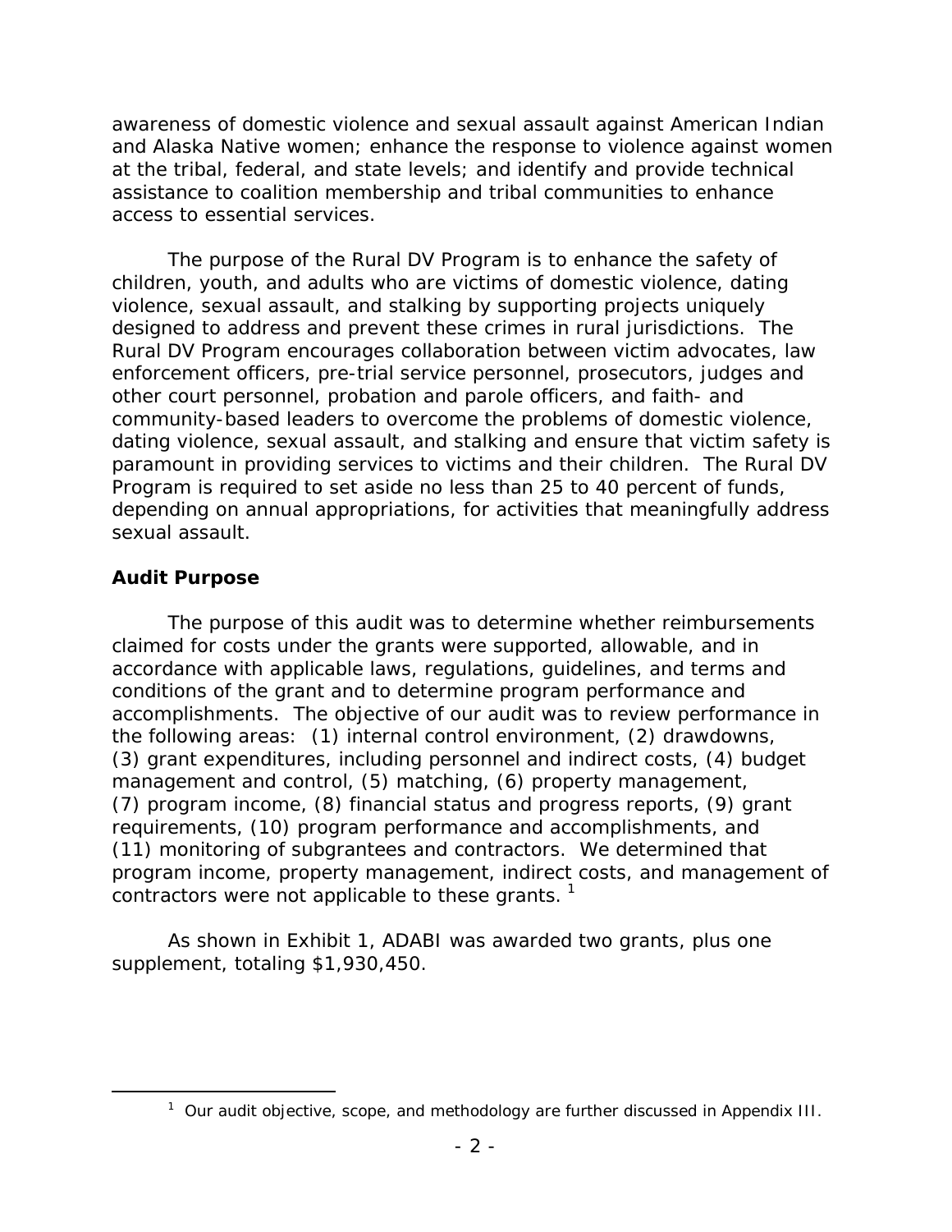awareness of domestic violence and sexual assault against American Indian and Alaska Native women; enhance the response to violence against women at the tribal, federal, and state levels; and identify and provide technical assistance to coalition membership and tribal communities to enhance access to essential services.

The purpose of the Rural DV Program is to enhance the safety of children, youth, and adults who are victims of domestic violence, dating violence, sexual assault, and stalking by supporting projects uniquely designed to address and prevent these crimes in rural jurisdictions. The Rural DV Program encourages collaboration between victim advocates, law enforcement officers, pre-trial service personnel, prosecutors, judges and other court personnel, probation and parole officers, and faith- and community-based leaders to overcome the problems of domestic violence, dating violence, sexual assault, and stalking and ensure that victim safety is paramount in providing services to victims and their children. The Rural DV Program is required to set aside no less than 25 to 40 percent of funds, depending on annual appropriations, for activities that meaningfully address sexual assault.

### Audit Purpose

The purpose of this audit was to determine whether reimbursements claimed for costs under the grants were supported, allowable, and in accordance with applicable laws, regulations, guidelines, and terms and conditions of the grant and to determine program performance and accomplishments. The objective of our audit was to review performance in the following areas: (1) internal control environment, (2) drawdowns, (3) grant expenditures, including personnel and indirect costs, (4) budget management and control, (5) matching, (6) property management, (7) program income, (8) financial status and progress reports, (9) grant requirements, (10) program performance and accomplishments, and (11) monitoring of subgrantees and contractors. We determined that program income, property management, indirect costs, and management of contractors were not applicable to these grants. [1]

As shown in Exhibit 1, ADABI was awarded two grants, plus one supplement, totaling $1,930,450.

---

[1] Our audit objective, scope, and methodology are further discussed in Appendix III.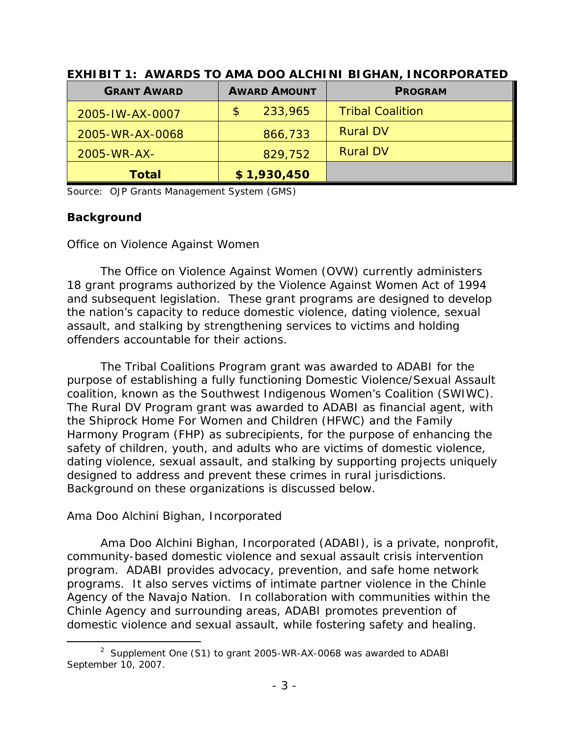**EXHIBIT 1: AWARDS TO AMA DOO ALCHINI BIGHAN, INCORPORATED**

| GRANT AWARD | AWARD AMOUNT | PROGRAM |
|---|---|---|
| 2005-IW-AX-0007 | $ 233,965 | Tribal Coalition |
| 2005-WR-AX-0068 | 866,733 | Rural DV |
| 2005-WR-AX- | 829,752 | Rural DV |
| **Total** | **$ 1,930,450** | |

Source: OJP Grants Management System (GMS)

## Background

Office on Violence Against Women

The Office on Violence Against Women (OVW) currently administers 18 grant programs authorized by the Violence Against Women Act of 1994 and subsequent legislation. These grant programs are designed to develop the nation's capacity to reduce domestic violence, dating violence, sexual assault, and stalking by strengthening services to victims and holding offenders accountable for their actions.

The Tribal Coalitions Program grant was awarded to ADABI for the purpose of establishing a fully functioning Domestic Violence/Sexual Assault coalition, known as the Southwest Indigenous Women's Coalition (SWIWC). The Rural DV Program grant was awarded to ADABI as financial agent, with the Shiprock Home For Women and Children (HFWC) and the Family Harmony Program (FHP) as subrecipients, for the purpose of enhancing the safety of children, youth, and adults who are victims of domestic violence, dating violence, sexual assault, and stalking by supporting projects uniquely designed to address and prevent these crimes in rural jurisdictions. Background on these organizations is discussed below.

Ama Doo Alchini Bighan, Incorporated

Ama Doo Alchini Bighan, Incorporated (ADABI), is a private, nonprofit, community-based domestic violence and sexual assault crisis intervention program. ADABI provides advocacy, prevention, and safe home network programs. It also serves victims of intimate partner violence in the Chinle Agency of the Navajo Nation. In collaboration with communities within the Chinle Agency and surrounding areas, ADABI promotes prevention of domestic violence and sexual assault, while fostering safety and healing.

[2] Supplement One (S1) to grant 2005-WR-AX-0068 was awarded to ADABI September 10, 2007.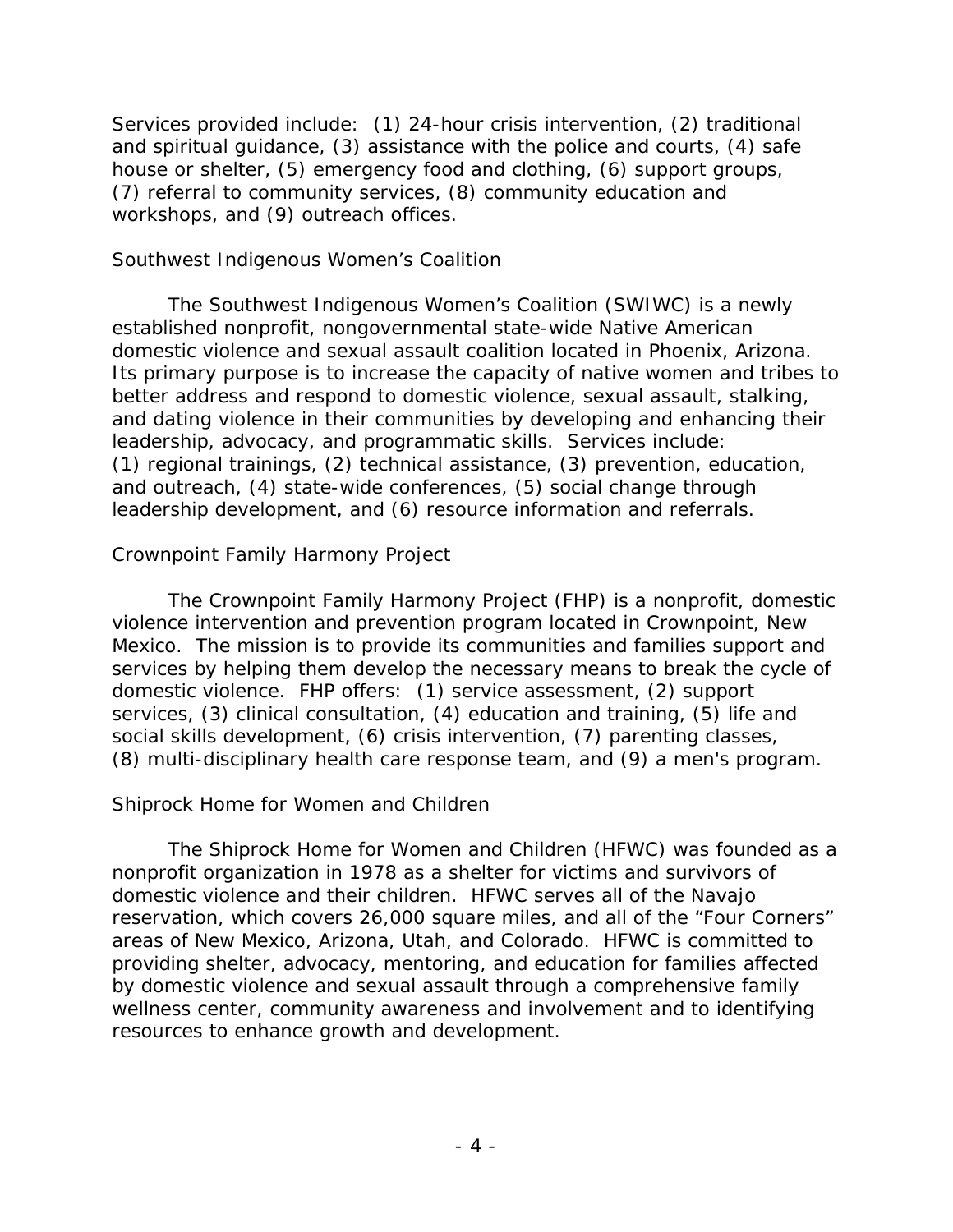Services provided include: (1) 24-hour crisis intervention, (2) traditional and spiritual guidance, (3) assistance with the police and courts, (4) safe house or shelter, (5) emergency food and clothing, (6) support groups, (7) referral to community services, (8) community education and workshops, and (9) outreach offices.

### Southwest Indigenous Women's Coalition

The Southwest Indigenous Women's Coalition (SWIWC) is a newly established nonprofit, nongovernmental state-wide Native American domestic violence and sexual assault coalition located in Phoenix, Arizona. Its primary purpose is to increase the capacity of native women and tribes to better address and respond to domestic violence, sexual assault, stalking, and dating violence in their communities by developing and enhancing their leadership, advocacy, and programmatic skills. Services include: (1) regional trainings, (2) technical assistance, (3) prevention, education, and outreach, (4) state-wide conferences, (5) social change through leadership development, and (6) resource information and referrals.

### Crownpoint Family Harmony Project

The Crownpoint Family Harmony Project (FHP) is a nonprofit, domestic violence intervention and prevention program located in Crownpoint, New Mexico. The mission is to provide its communities and families support and services by helping them develop the necessary means to break the cycle of domestic violence. FHP offers: (1) service assessment, (2) support services, (3) clinical consultation, (4) education and training, (5) life and social skills development, (6) crisis intervention, (7) parenting classes, (8) multi-disciplinary health care response team, and (9) a men's program.

### Shiprock Home for Women and Children

The Shiprock Home for Women and Children (HFWC) was founded as a nonprofit organization in 1978 as a shelter for victims and survivors of domestic violence and their children. HFWC serves all of the Navajo reservation, which covers 26,000 square miles, and all of the "Four Corners" areas of New Mexico, Arizona, Utah, and Colorado. HFWC is committed to providing shelter, advocacy, mentoring, and education for families affected by domestic violence and sexual assault through a comprehensive family wellness center, community awareness and involvement and to identifying resources to enhance growth and development.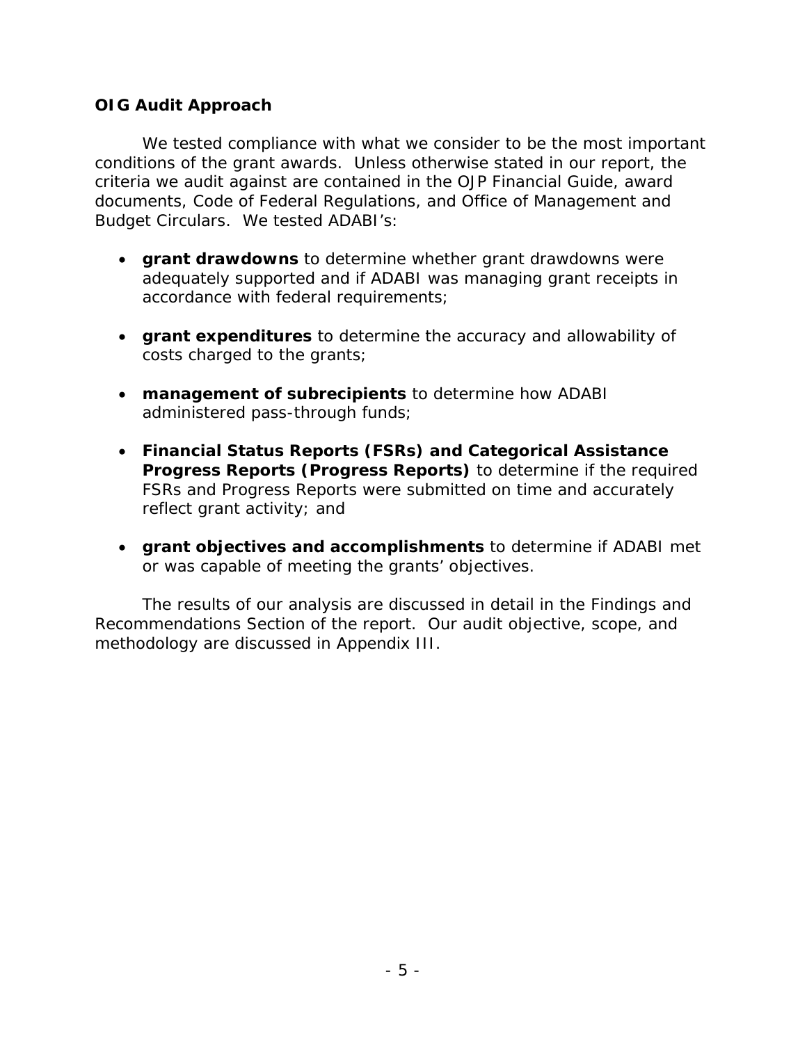### OIG Audit Approach

We tested compliance with what we consider to be the most important conditions of the grant awards. Unless otherwise stated in our report, the criteria we audit against are contained in the OJP Financial Guide, award documents, Code of Federal Regulations, and Office of Management and Budget Circulars. We tested ADABI's:

- **grant drawdowns** to determine whether grant drawdowns were adequately supported and if ADABI was managing grant receipts in accordance with federal requirements;
- **grant expenditures** to determine the accuracy and allowability of costs charged to the grants;
- **management of subrecipients** to determine how ADABI administered pass-through funds;
- **Financial Status Reports (FSRs) and Categorical Assistance Progress Reports (Progress Reports)** to determine if the required FSRs and Progress Reports were submitted on time and accurately reflect grant activity; and
- **grant objectives and accomplishments** to determine if ADABI met or was capable of meeting the grants' objectives.

The results of our analysis are discussed in detail in the Findings and Recommendations Section of the report. Our audit objective, scope, and methodology are discussed in Appendix III.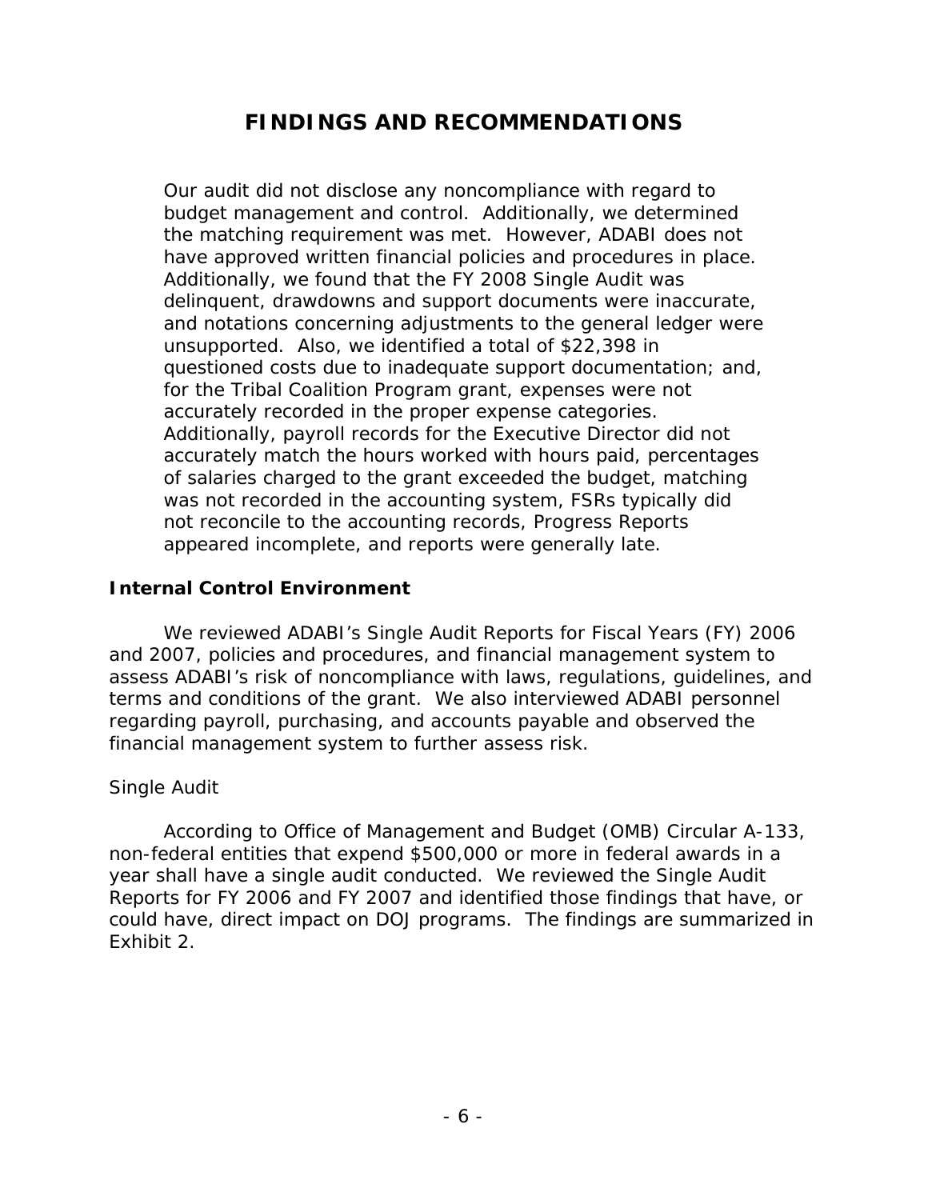# FINDINGS AND RECOMMENDATIONS

Our audit did not disclose any noncompliance with regard to budget management and control. Additionally, we determined the matching requirement was met. However, ADABI does not have approved written financial policies and procedures in place. Additionally, we found that the FY 2008 Single Audit was delinquent, drawdowns and support documents were inaccurate, and notations concerning adjustments to the general ledger were unsupported. Also, we identified a total of $22,398 in questioned costs due to inadequate support documentation; and, for the Tribal Coalition Program grant, expenses were not accurately recorded in the proper expense categories. Additionally, payroll records for the Executive Director did not accurately match the hours worked with hours paid, percentages of salaries charged to the grant exceeded the budget, matching was not recorded in the accounting system, FSRs typically did not reconcile to the accounting records, Progress Reports appeared incomplete, and reports were generally late.

## Internal Control Environment

We reviewed ADABI's Single Audit Reports for Fiscal Years (FY) 2006 and 2007, policies and procedures, and financial management system to assess ADABI's risk of noncompliance with laws, regulations, guidelines, and terms and conditions of the grant. We also interviewed ADABI personnel regarding payroll, purchasing, and accounts payable and observed the financial management system to further assess risk.

### Single Audit

According to Office of Management and Budget (OMB) Circular A-133, non-federal entities that expend $500,000 or more in federal awards in a year shall have a single audit conducted. We reviewed the Single Audit Reports for FY 2006 and FY 2007 and identified those findings that have, or could have, direct impact on DOJ programs. The findings are summarized in Exhibit 2.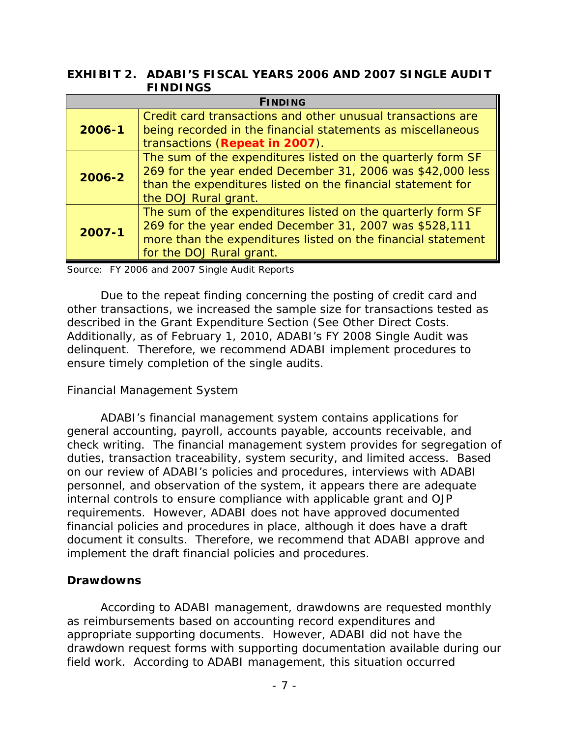**EXHIBIT 2. ADABI'S FISCAL YEARS 2006 AND 2007 SINGLE AUDIT FINDINGS**

| FINDING | |
|---|---|
| **2006-1** | Credit card transactions and other unusual transactions are being recorded in the financial statements as miscellaneous transactions (**Repeat in 2007**). |
| **2006-2** | The sum of the expenditures listed on the quarterly form SF 269 for the year ended December 31, 2006 was $42,000 less than the expenditures listed on the financial statement for the DOJ Rural grant. |
| **2007-1** | The sum of the expenditures listed on the quarterly form SF 269 for the year ended December 31, 2007 was $528,111 more than the expenditures listed on the financial statement for the DOJ Rural grant. |

Source: FY 2006 and 2007 Single Audit Reports

Due to the repeat finding concerning the posting of credit card and other transactions, we increased the sample size for transactions tested as described in the Grant Expenditure Section (See Other Direct Costs. Additionally, as of February 1, 2010, ADABI's FY 2008 Single Audit was delinquent. Therefore, we recommend ADABI implement procedures to ensure timely completion of the single audits.

Financial Management System

ADABI's financial management system contains applications for general accounting, payroll, accounts payable, accounts receivable, and check writing. The financial management system provides for segregation of duties, transaction traceability, system security, and limited access. Based on our review of ADABI's policies and procedures, interviews with ADABI personnel, and observation of the system, it appears there are adequate internal controls to ensure compliance with applicable grant and OJP requirements. However, ADABI does not have approved documented financial policies and procedures in place, although it does have a draft document it consults. Therefore, we recommend that ADABI approve and implement the draft financial policies and procedures.

**Drawdowns**

According to ADABI management, drawdowns are requested monthly as reimbursements based on accounting record expenditures and appropriate supporting documents. However, ADABI did not have the drawdown request forms with supporting documentation available during our field work. According to ADABI management, this situation occurred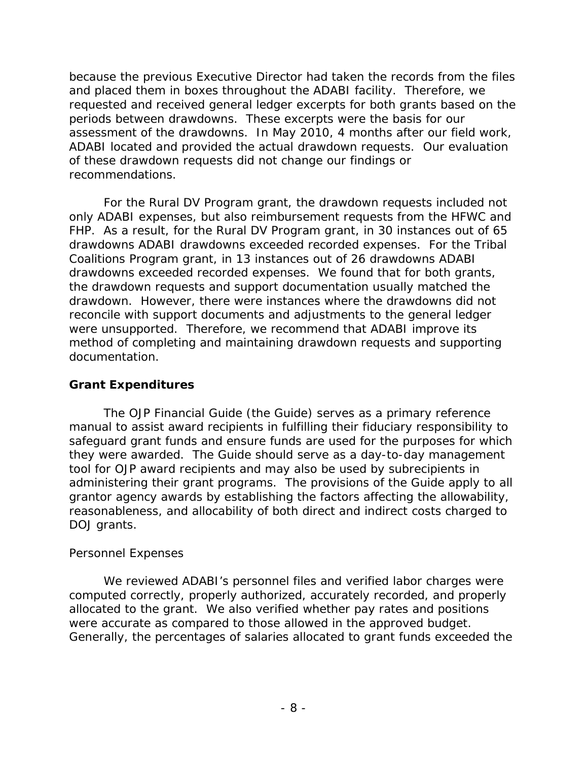because the previous Executive Director had taken the records from the files and placed them in boxes throughout the ADABI facility. Therefore, we requested and received general ledger excerpts for both grants based on the periods between drawdowns. These excerpts were the basis for our assessment of the drawdowns. In May 2010, 4 months after our field work, ADABI located and provided the actual drawdown requests. Our evaluation of these drawdown requests did not change our findings or recommendations.

For the Rural DV Program grant, the drawdown requests included not only ADABI expenses, but also reimbursement requests from the HFWC and FHP. As a result, for the Rural DV Program grant, in 30 instances out of 65 drawdowns ADABI drawdowns exceeded recorded expenses. For the Tribal Coalitions Program grant, in 13 instances out of 26 drawdowns ADABI drawdowns exceeded recorded expenses. We found that for both grants, the drawdown requests and support documentation usually matched the drawdown. However, there were instances where the drawdowns did not reconcile with support documents and adjustments to the general ledger were unsupported. Therefore, we recommend that ADABI improve its method of completing and maintaining drawdown requests and supporting documentation.

## Grant Expenditures

The OJP Financial Guide (the Guide) serves as a primary reference manual to assist award recipients in fulfilling their fiduciary responsibility to safeguard grant funds and ensure funds are used for the purposes for which they were awarded. The Guide should serve as a day-to-day management tool for OJP award recipients and may also be used by subrecipients in administering their grant programs. The provisions of the Guide apply to all grantor agency awards by establishing the factors affecting the allowability, reasonableness, and allocability of both direct and indirect costs charged to DOJ grants.

### Personnel Expenses

We reviewed ADABI's personnel files and verified labor charges were computed correctly, properly authorized, accurately recorded, and properly allocated to the grant. We also verified whether pay rates and positions were accurate as compared to those allowed in the approved budget. Generally, the percentages of salaries allocated to grant funds exceeded the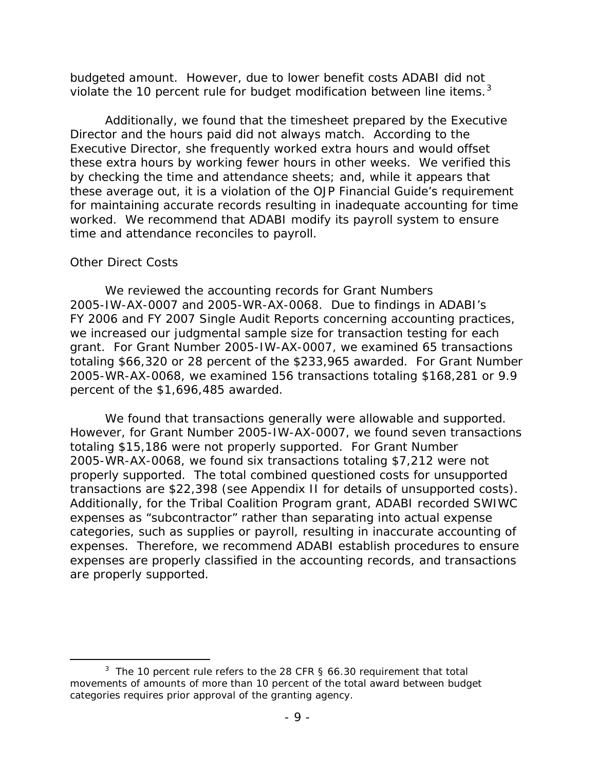budgeted amount. However, due to lower benefit costs ADABI did not violate the 10 percent rule for budget modification between line items.[3]

Additionally, we found that the timesheet prepared by the Executive Director and the hours paid did not always match. According to the Executive Director, she frequently worked extra hours and would offset these extra hours by working fewer hours in other weeks. We verified this by checking the time and attendance sheets; and, while it appears that these average out, it is a violation of the OJP Financial Guide's requirement for maintaining accurate records resulting in inadequate accounting for time worked. We recommend that ADABI modify its payroll system to ensure time and attendance reconciles to payroll.

### Other Direct Costs

We reviewed the accounting records for Grant Numbers 2005-IW-AX-0007 and 2005-WR-AX-0068. Due to findings in ADABI's FY 2006 and FY 2007 Single Audit Reports concerning accounting practices, we increased our judgmental sample size for transaction testing for each grant. For Grant Number 2005-IW-AX-0007, we examined 65 transactions totaling $66,320 or 28 percent of the $233,965 awarded. For Grant Number 2005-WR-AX-0068, we examined 156 transactions totaling $168,281 or 9.9 percent of the $1,696,485 awarded.

We found that transactions generally were allowable and supported. However, for Grant Number 2005-IW-AX-0007, we found seven transactions totaling $15,186 were not properly supported. For Grant Number 2005-WR-AX-0068, we found six transactions totaling $7,212 were not properly supported. The total combined questioned costs for unsupported transactions are $22,398 (see Appendix II for details of unsupported costs). Additionally, for the Tribal Coalition Program grant, ADABI recorded SWIWC expenses as "subcontractor" rather than separating into actual expense categories, such as supplies or payroll, resulting in inaccurate accounting of expenses. Therefore, we recommend ADABI establish procedures to ensure expenses are properly classified in the accounting records, and transactions are properly supported.

---

[3] The 10 percent rule refers to the 28 CFR § 66.30 requirement that total movements of amounts of more than 10 percent of the total award between budget categories requires prior approval of the granting agency.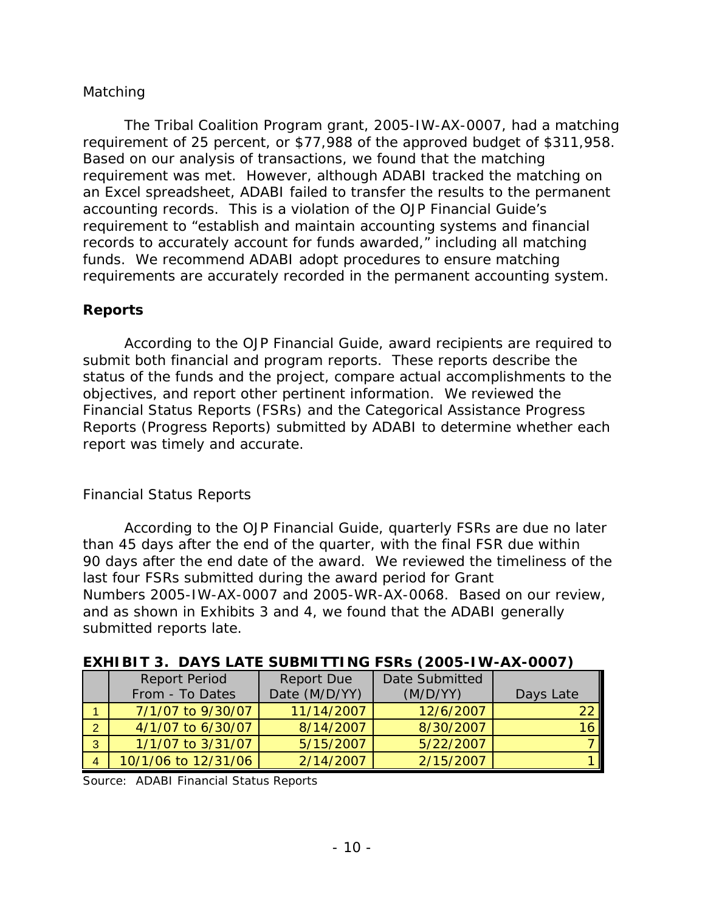Matching

The Tribal Coalition Program grant, 2005-IW-AX-0007, had a matching requirement of 25 percent, or $77,988 of the approved budget of $311,958. Based on our analysis of transactions, we found that the matching requirement was met. However, although ADABI tracked the matching on an Excel spreadsheet, ADABI failed to transfer the results to the permanent accounting records. This is a violation of the OJP Financial Guide's requirement to "establish and maintain accounting systems and financial records to accurately account for funds awarded," including all matching funds. We recommend ADABI adopt procedures to ensure matching requirements are accurately recorded in the permanent accounting system.

## Reports

According to the OJP Financial Guide, award recipients are required to submit both financial and program reports. These reports describe the status of the funds and the project, compare actual accomplishments to the objectives, and report other pertinent information. We reviewed the Financial Status Reports (FSRs) and the Categorical Assistance Progress Reports (Progress Reports) submitted by ADABI to determine whether each report was timely and accurate.

Financial Status Reports

According to the OJP Financial Guide, quarterly FSRs are due no later than 45 days after the end of the quarter, with the final FSR due within 90 days after the end date of the award. We reviewed the timeliness of the last four FSRs submitted during the award period for Grant Numbers 2005-IW-AX-0007 and 2005-WR-AX-0068. Based on our review, and as shown in Exhibits 3 and 4, we found that the ADABI generally submitted reports late.

**EXHIBIT 3. DAYS LATE SUBMITTING FSRs (2005-IW-AX-0007)**

| | Report Period From - To Dates | Report Due Date (M/D/YY) | Date Submitted (M/D/YY) | Days Late |
|---|---|---|---|---|
| 1 | 7/1/07 to 9/30/07 | 11/14/2007 | 12/6/2007 | 22 |
| 2 | 4/1/07 to 6/30/07 | 8/14/2007 | 8/30/2007 | 16 |
| 3 | 1/1/07 to 3/31/07 | 5/15/2007 | 5/22/2007 | 7 |
| 4 | 10/1/06 to 12/31/06 | 2/14/2007 | 2/15/2007 | 1 |

Source: ADABI Financial Status Reports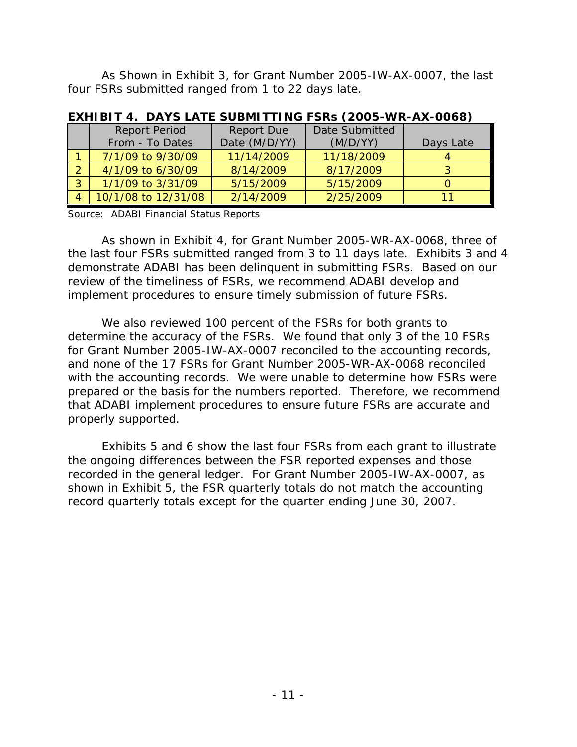As Shown in Exhibit 3, for Grant Number 2005-IW-AX-0007, the last four FSRs submitted ranged from 1 to 22 days late.

**EXHIBIT 4. DAYS LATE SUBMITTING FSRs (2005-WR-AX-0068)**

| | Report Period From - To Dates | Report Due Date (M/D/YY) | Date Submitted (M/D/YY) | Days Late |
|---|---|---|---|---|
| 1 | 7/1/09 to 9/30/09 | 11/14/2009 | 11/18/2009 | 4 |
| 2 | 4/1/09 to 6/30/09 | 8/14/2009 | 8/17/2009 | 3 |
| 3 | 1/1/09 to 3/31/09 | 5/15/2009 | 5/15/2009 | 0 |
| 4 | 10/1/08 to 12/31/08 | 2/14/2009 | 2/25/2009 | 11 |

Source: ADABI Financial Status Reports

As shown in Exhibit 4, for Grant Number 2005-WR-AX-0068, three of the last four FSRs submitted ranged from 3 to 11 days late. Exhibits 3 and 4 demonstrate ADABI has been delinquent in submitting FSRs. Based on our review of the timeliness of FSRs, we recommend ADABI develop and implement procedures to ensure timely submission of future FSRs.

We also reviewed 100 percent of the FSRs for both grants to determine the accuracy of the FSRs. We found that only 3 of the 10 FSRs for Grant Number 2005-IW-AX-0007 reconciled to the accounting records, and none of the 17 FSRs for Grant Number 2005-WR-AX-0068 reconciled with the accounting records. We were unable to determine how FSRs were prepared or the basis for the numbers reported. Therefore, we recommend that ADABI implement procedures to ensure future FSRs are accurate and properly supported.

Exhibits 5 and 6 show the last four FSRs from each grant to illustrate the ongoing differences between the FSR reported expenses and those recorded in the general ledger. For Grant Number 2005-IW-AX-0007, as shown in Exhibit 5, the FSR quarterly totals do not match the accounting record quarterly totals except for the quarter ending June 30, 2007.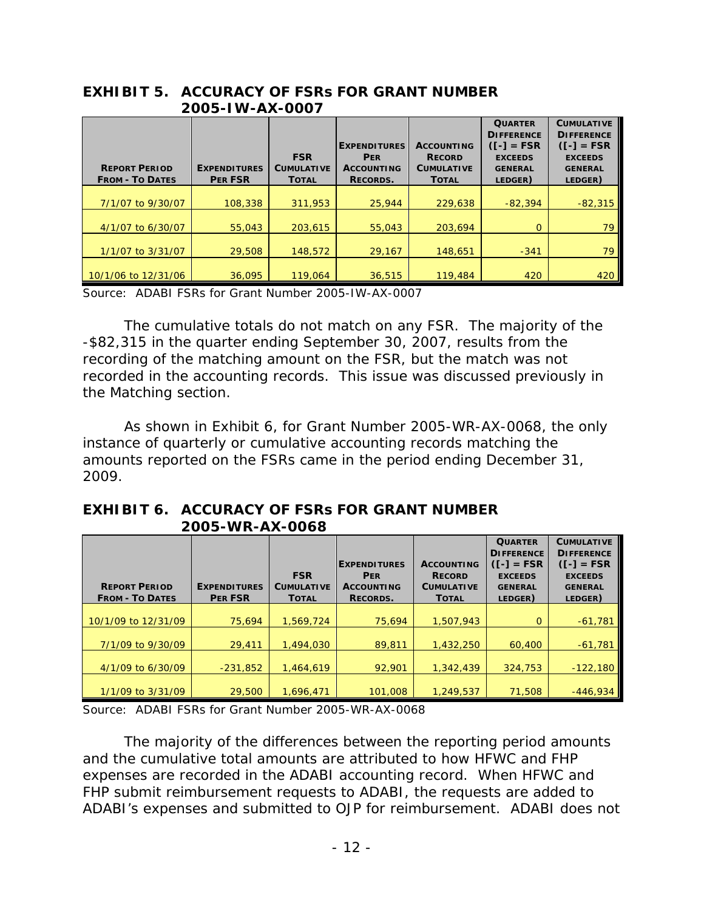**EXHIBIT 5. ACCURACY OF FSRs FOR GRANT NUMBER 2005-IW-AX-0007**

| Report Period From - To Dates | Expenditures Per FSR | FSR Cumulative Total | Expenditures Per Accounting Records. | Accounting Record Cumulative Total | Quarter Difference ([-] = FSR exceeds General Ledger) | Cumulative Difference ([-] = FSR exceeds General Ledger) |
|---|---|---|---|---|---|---|
| 7/1/07 to 9/30/07 | 108,338 | 311,953 | 25,944 | 229,638 | -82,394 | -82,315 |
| 4/1/07 to 6/30/07 | 55,043 | 203,615 | 55,043 | 203,694 | 0 | 79 |
| 1/1/07 to 3/31/07 | 29,508 | 148,572 | 29,167 | 148,651 | -341 | 79 |
| 10/1/06 to 12/31/06 | 36,095 | 119,064 | 36,515 | 119,484 | 420 | 420 |

Source: ADABI FSRs for Grant Number 2005-IW-AX-0007

The cumulative totals do not match on any FSR. The majority of the -$82,315 in the quarter ending September 30, 2007, results from the recording of the matching amount on the FSR, but the match was not recorded in the accounting records. This issue was discussed previously in the Matching section.

As shown in Exhibit 6, for Grant Number 2005-WR-AX-0068, the only instance of quarterly or cumulative accounting records matching the amounts reported on the FSRs came in the period ending December 31, 2009.

**EXHIBIT 6. ACCURACY OF FSRs FOR GRANT NUMBER 2005-WR-AX-0068**

| Report Period From - To Dates | Expenditures Per FSR | FSR Cumulative Total | Expenditures Per Accounting Records. | Accounting Record Cumulative Total | Quarter Difference ([-] = FSR exceeds General Ledger) | Cumulative Difference ([-] = FSR exceeds General Ledger) |
|---|---|---|---|---|---|---|
| 10/1/09 to 12/31/09 | 75,694 | 1,569,724 | 75,694 | 1,507,943 | 0 | -61,781 |
| 7/1/09 to 9/30/09 | 29,411 | 1,494,030 | 89,811 | 1,432,250 | 60,400 | -61,781 |
| 4/1/09 to 6/30/09 | -231,852 | 1,464,619 | 92,901 | 1,342,439 | 324,753 | -122,180 |
| 1/1/09 to 3/31/09 | 29,500 | 1,696,471 | 101,008 | 1,249,537 | 71,508 | -446,934 |

Source: ADABI FSRs for Grant Number 2005-WR-AX-0068

The majority of the differences between the reporting period amounts and the cumulative total amounts are attributed to how HFWC and FHP expenses are recorded in the ADABI accounting record. When HFWC and FHP submit reimbursement requests to ADABI, the requests are added to ADABI's expenses and submitted to OJP for reimbursement. ADABI does not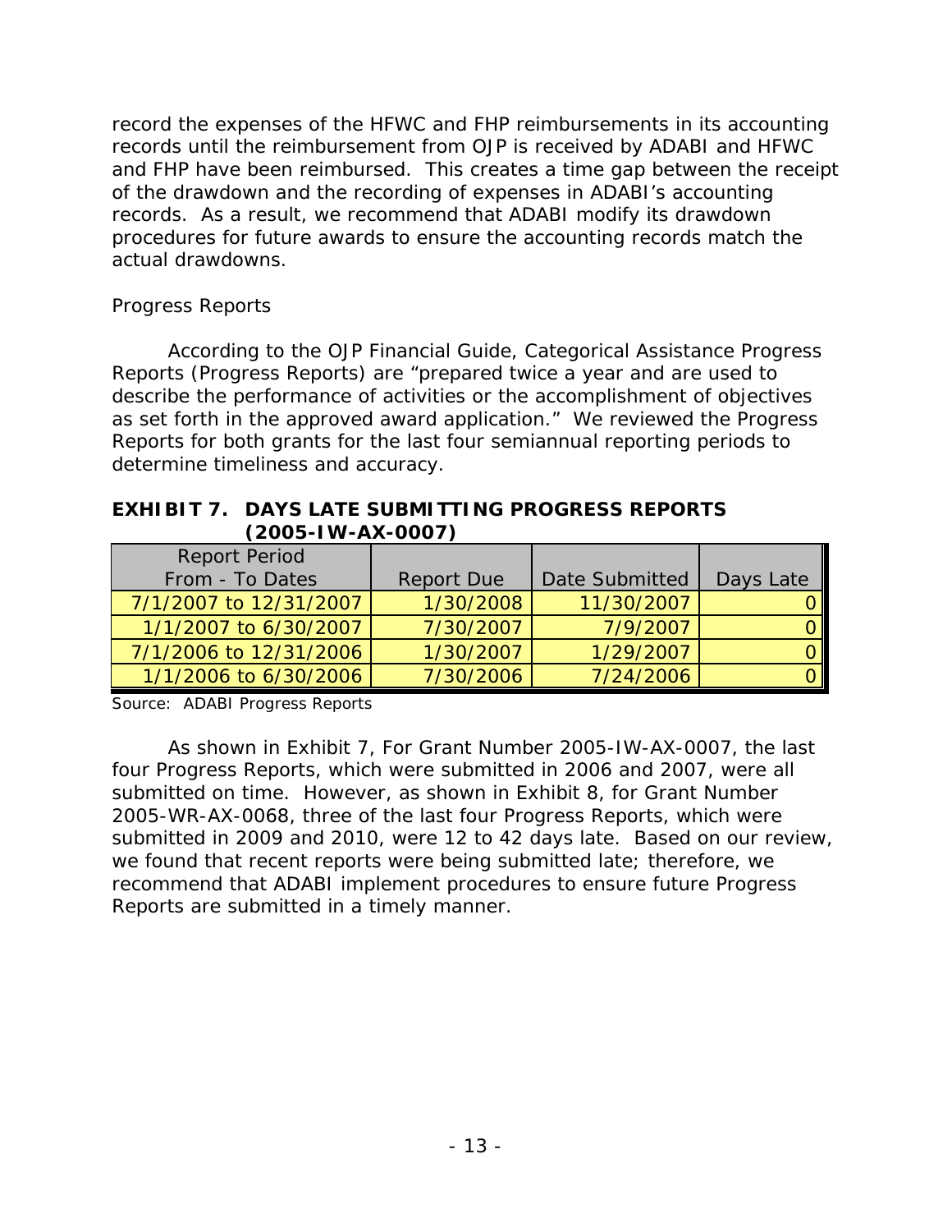record the expenses of the HFWC and FHP reimbursements in its accounting records until the reimbursement from OJP is received by ADABI and HFWC and FHP have been reimbursed. This creates a time gap between the receipt of the drawdown and the recording of expenses in ADABI's accounting records. As a result, we recommend that ADABI modify its drawdown procedures for future awards to ensure the accounting records match the actual drawdowns.

*Progress Reports*

According to the OJP Financial Guide, Categorical Assistance Progress Reports (Progress Reports) are "prepared twice a year and are used to describe the performance of activities or the accomplishment of objectives as set forth in the approved award application." We reviewed the Progress Reports for both grants for the last four semiannual reporting periods to determine timeliness and accuracy.

**EXHIBIT 7. DAYS LATE SUBMITTING PROGRESS REPORTS (2005-IW-AX-0007)**

| Report Period From - To Dates | Report Due | Date Submitted | Days Late |
|---|---|---|---|
| 7/1/2007 to 12/31/2007 | 1/30/2008 | 11/30/2007 | 0 |
| 1/1/2007 to 6/30/2007 | 7/30/2007 | 7/9/2007 | 0 |
| 7/1/2006 to 12/31/2006 | 1/30/2007 | 1/29/2007 | 0 |
| 1/1/2006 to 6/30/2006 | 7/30/2006 | 7/24/2006 | 0 |

Source: ADABI Progress Reports

As shown in Exhibit 7, For Grant Number 2005-IW-AX-0007, the last four Progress Reports, which were submitted in 2006 and 2007, were all submitted on time. However, as shown in Exhibit 8, for Grant Number 2005-WR-AX-0068, three of the last four Progress Reports, which were submitted in 2009 and 2010, were 12 to 42 days late. Based on our review, we found that recent reports were being submitted late; therefore, we recommend that ADABI implement procedures to ensure future Progress Reports are submitted in a timely manner.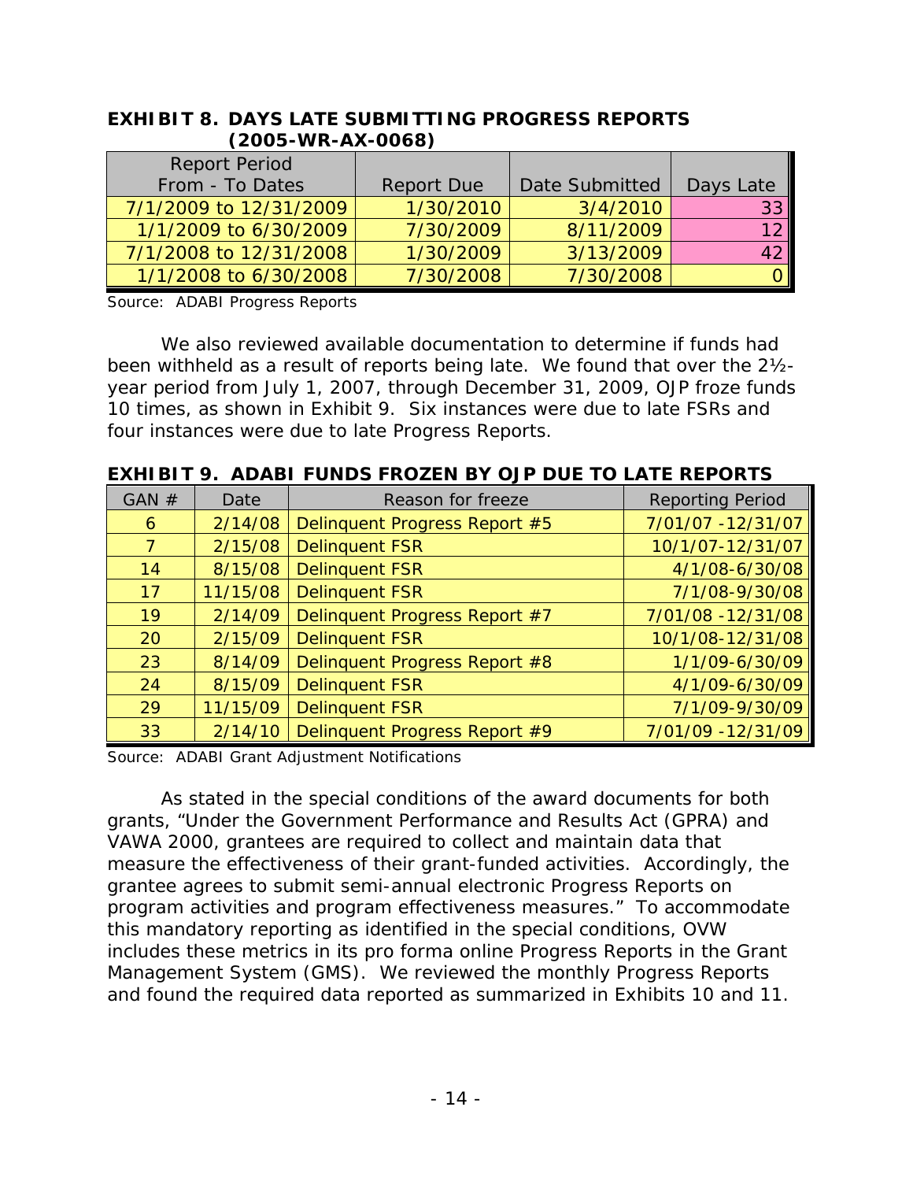**EXHIBIT 8. DAYS LATE SUBMITTING PROGRESS REPORTS (2005-WR-AX-0068)**

| Report Period From - To Dates | Report Due | Date Submitted | Days Late |
|---|---|---|---|
| 7/1/2009 to 12/31/2009 | 1/30/2010 | 3/4/2010 | 33 |
| 1/1/2009 to 6/30/2009 | 7/30/2009 | 8/11/2009 | 12 |
| 7/1/2008 to 12/31/2008 | 1/30/2009 | 3/13/2009 | 42 |
| 1/1/2008 to 6/30/2008 | 7/30/2008 | 7/30/2008 | 0 |

Source: ADABI Progress Reports

We also reviewed available documentation to determine if funds had been withheld as a result of reports being late. We found that over the 2½-year period from July 1, 2007, through December 31, 2009, OJP froze funds 10 times, as shown in Exhibit 9. Six instances were due to late FSRs and four instances were due to late Progress Reports.

**EXHIBIT 9. ADABI FUNDS FROZEN BY OJP DUE TO LATE REPORTS**

| GAN # | Date | Reason for freeze | Reporting Period |
|---|---|---|---|
| 6 | 2/14/08 | Delinquent Progress Report #5 | 7/01/07 -12/31/07 |
| 7 | 2/15/08 | Delinquent FSR | 10/1/07-12/31/07 |
| 14 | 8/15/08 | Delinquent FSR | 4/1/08-6/30/08 |
| 17 | 11/15/08 | Delinquent FSR | 7/1/08-9/30/08 |
| 19 | 2/14/09 | Delinquent Progress Report #7 | 7/01/08 -12/31/08 |
| 20 | 2/15/09 | Delinquent FSR | 10/1/08-12/31/08 |
| 23 | 8/14/09 | Delinquent Progress Report #8 | 1/1/09-6/30/09 |
| 24 | 8/15/09 | Delinquent FSR | 4/1/09-6/30/09 |
| 29 | 11/15/09 | Delinquent FSR | 7/1/09-9/30/09 |
| 33 | 2/14/10 | Delinquent Progress Report #9 | 7/01/09 -12/31/09 |

Source: ADABI Grant Adjustment Notifications

As stated in the special conditions of the award documents for both grants, "Under the Government Performance and Results Act (GPRA) and VAWA 2000, grantees are required to collect and maintain data that measure the effectiveness of their grant-funded activities. Accordingly, the grantee agrees to submit semi-annual electronic Progress Reports on program activities and program effectiveness measures." To accommodate this mandatory reporting as identified in the special conditions, OVW includes these metrics in its pro forma online Progress Reports in the Grant Management System (GMS). We reviewed the monthly Progress Reports and found the required data reported as summarized in Exhibits 10 and 11.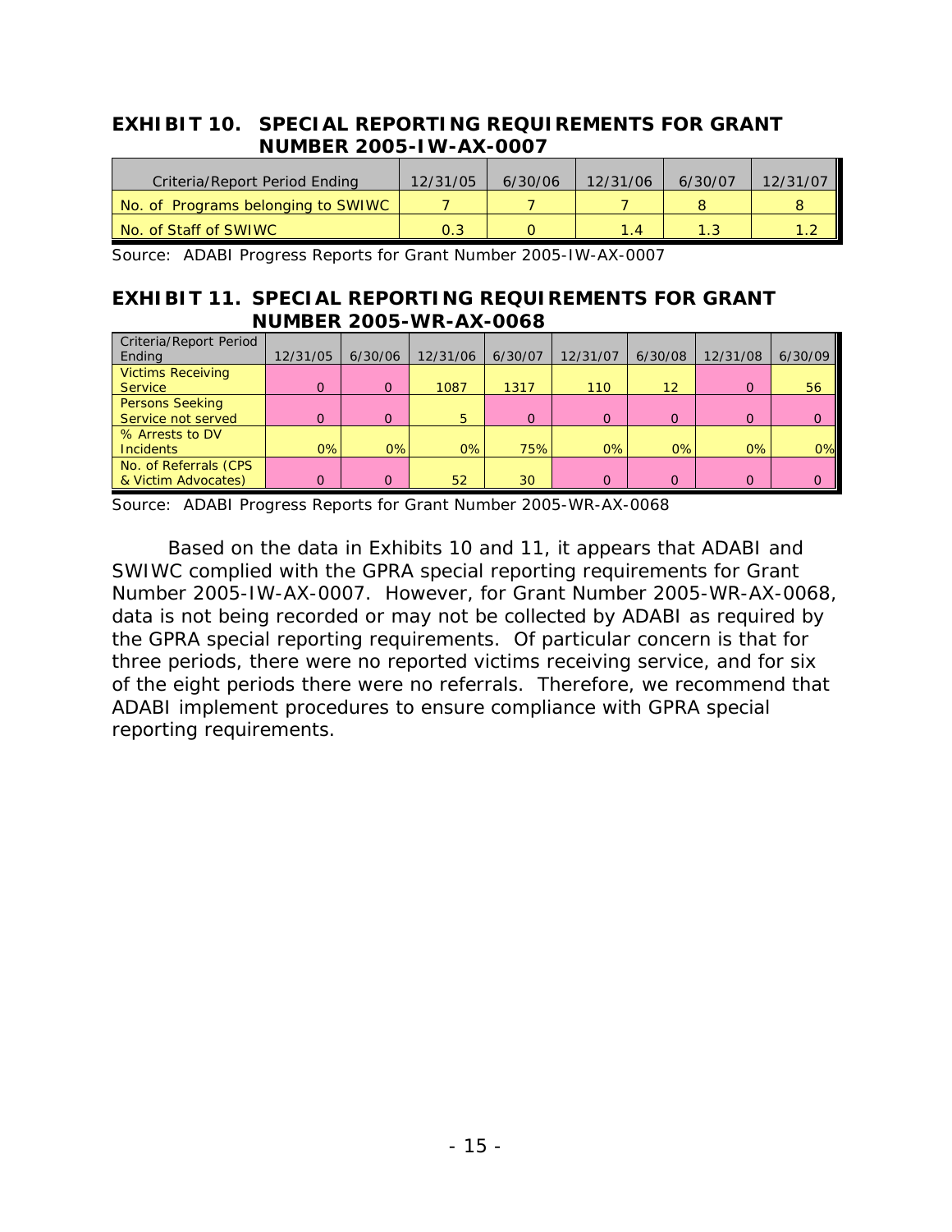## EXHIBIT 10. SPECIAL REPORTING REQUIREMENTS FOR GRANT NUMBER 2005-IW-AX-0007

| Criteria/Report Period Ending | 12/31/05 | 6/30/06 | 12/31/06 | 6/30/07 | 12/31/07 |
|---|---|---|---|---|---|
| No. of Programs belonging to SWIWC | 7 | 7 | 7 | 8 | 8 |
| No. of Staff of SWIWC | 0.3 | 0 | 1.4 | 1.3 | 1.2 |

Source: ADABI Progress Reports for Grant Number 2005-IW-AX-0007

## EXHIBIT 11. SPECIAL REPORTING REQUIREMENTS FOR GRANT NUMBER 2005-WR-AX-0068

| Criteria/Report Period Ending | 12/31/05 | 6/30/06 | 12/31/06 | 6/30/07 | 12/31/07 | 6/30/08 | 12/31/08 | 6/30/09 |
|---|---|---|---|---|---|---|---|---|
| Victims Receiving Service | 0 | 0 | 1087 | 1317 | 110 | 12 | 0 | 56 |
| Persons Seeking Service not served | 0 | 0 | 5 | 0 | 0 | 0 | 0 | 0 |
| % Arrests to DV Incidents | 0% | 0% | 0% | 75% | 0% | 0% | 0% | 0% |
| No. of Referrals (CPS & Victim Advocates) | 0 | 0 | 52 | 30 | 0 | 0 | 0 | 0 |

Source: ADABI Progress Reports for Grant Number 2005-WR-AX-0068

Based on the data in Exhibits 10 and 11, it appears that ADABI and SWIWC complied with the GPRA special reporting requirements for Grant Number 2005-IW-AX-0007. However, for Grant Number 2005-WR-AX-0068, data is not being recorded or may not be collected by ADABI as required by the GPRA special reporting requirements. Of particular concern is that for three periods, there were no reported victims receiving service, and for six of the eight periods there were no referrals. Therefore, we recommend that ADABI implement procedures to ensure compliance with GPRA special reporting requirements.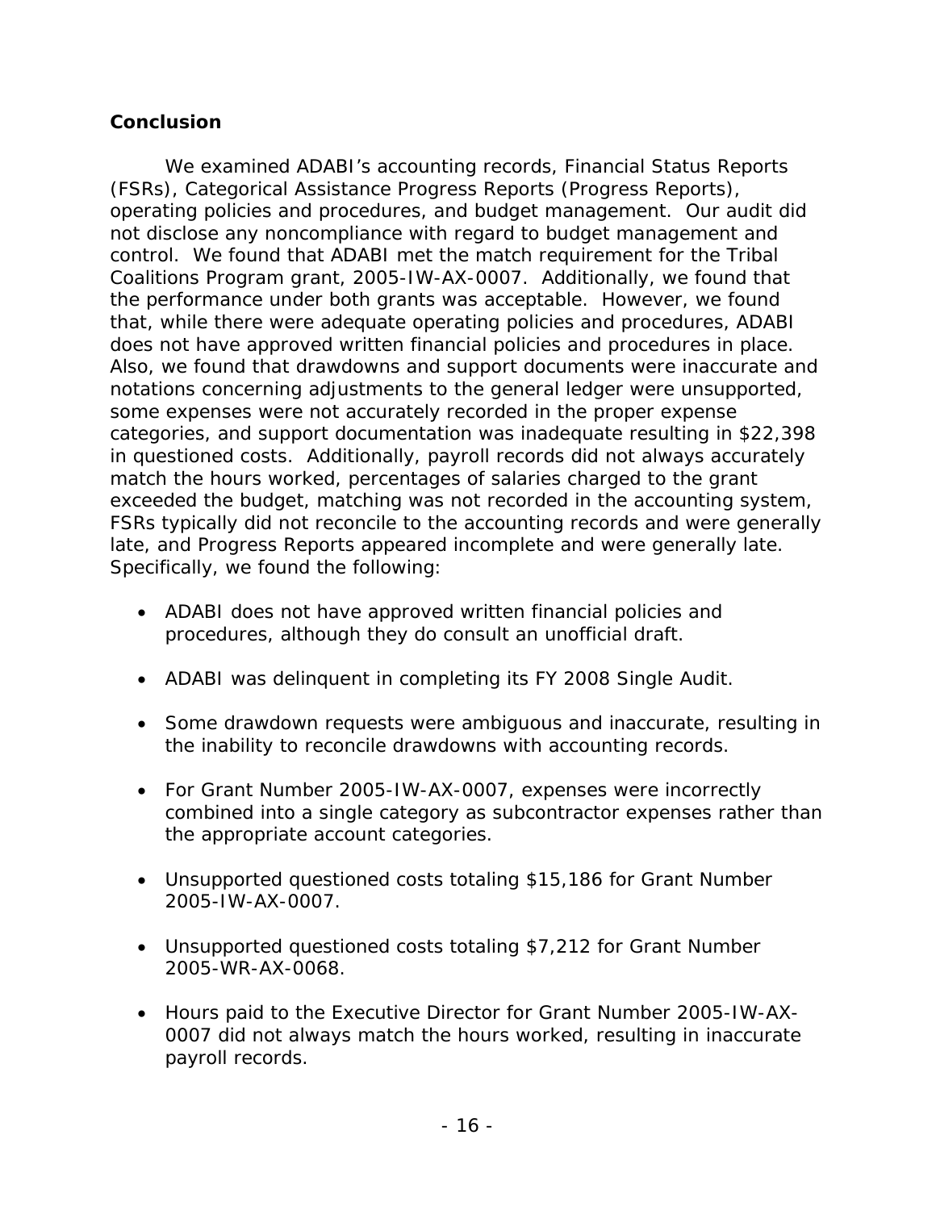### Conclusion

We examined ADABI's accounting records, Financial Status Reports (FSRs), Categorical Assistance Progress Reports (Progress Reports), operating policies and procedures, and budget management. Our audit did not disclose any noncompliance with regard to budget management and control. We found that ADABI met the match requirement for the Tribal Coalitions Program grant, 2005-IW-AX-0007. Additionally, we found that the performance under both grants was acceptable. However, we found that, while there were adequate operating policies and procedures, ADABI does not have approved written financial policies and procedures in place. Also, we found that drawdowns and support documents were inaccurate and notations concerning adjustments to the general ledger were unsupported, some expenses were not accurately recorded in the proper expense categories, and support documentation was inadequate resulting in $22,398 in questioned costs. Additionally, payroll records did not always accurately match the hours worked, percentages of salaries charged to the grant exceeded the budget, matching was not recorded in the accounting system, FSRs typically did not reconcile to the accounting records and were generally late, and Progress Reports appeared incomplete and were generally late. Specifically, we found the following:

- ADABI does not have approved written financial policies and procedures, although they do consult an unofficial draft.
- ADABI was delinquent in completing its FY 2008 Single Audit.
- Some drawdown requests were ambiguous and inaccurate, resulting in the inability to reconcile drawdowns with accounting records.
- For Grant Number 2005-IW-AX-0007, expenses were incorrectly combined into a single category as subcontractor expenses rather than the appropriate account categories.
- Unsupported questioned costs totaling $15,186 for Grant Number 2005-IW-AX-0007.
- Unsupported questioned costs totaling $7,212 for Grant Number 2005-WR-AX-0068.
- Hours paid to the Executive Director for Grant Number 2005-IW-AX-0007 did not always match the hours worked, resulting in inaccurate payroll records.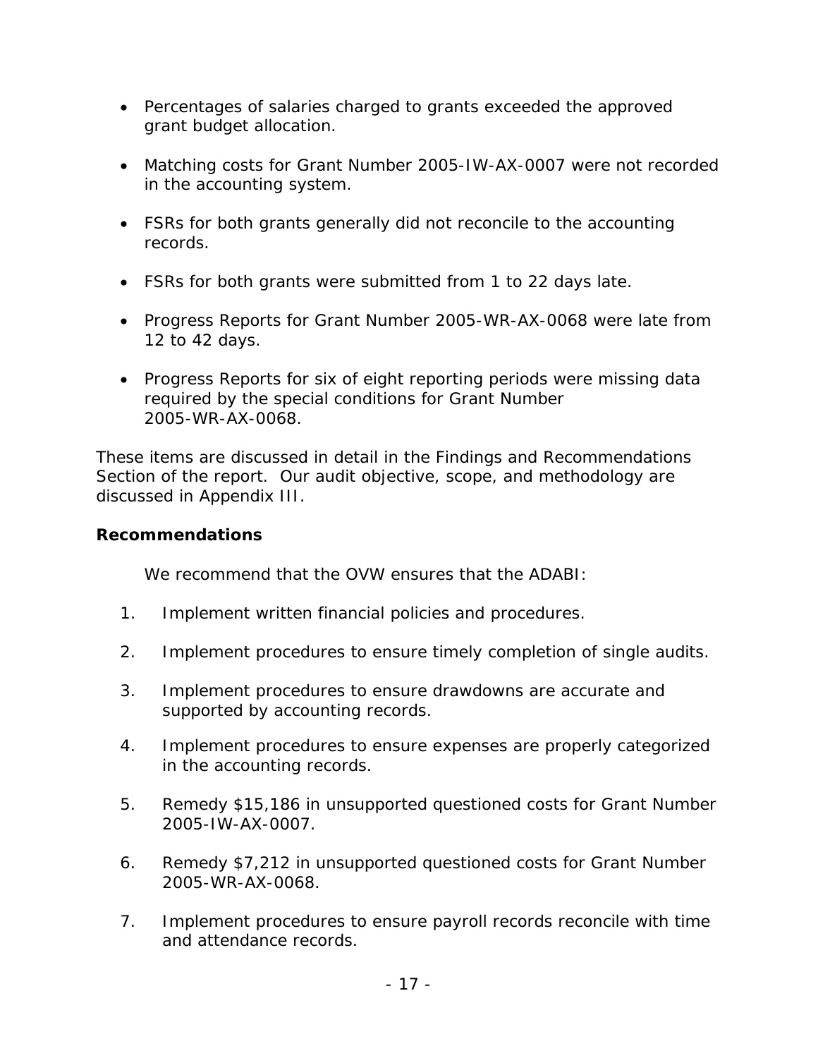- Percentages of salaries charged to grants exceeded the approved grant budget allocation.

- Matching costs for Grant Number 2005-IW-AX-0007 were not recorded in the accounting system.

- FSRs for both grants generally did not reconcile to the accounting records.

- FSRs for both grants were submitted from 1 to 22 days late.

- Progress Reports for Grant Number 2005-WR-AX-0068 were late from 12 to 42 days.

- Progress Reports for six of eight reporting periods were missing data required by the special conditions for Grant Number 2005-WR-AX-0068.

These items are discussed in detail in the Findings and Recommendations Section of the report. Our audit objective, scope, and methodology are discussed in Appendix III.

**Recommendations**

We recommend that the OVW ensures that the ADABI:

1. Implement written financial policies and procedures.

2. Implement procedures to ensure timely completion of single audits.

3. Implement procedures to ensure drawdowns are accurate and supported by accounting records.

4. Implement procedures to ensure expenses are properly categorized in the accounting records.

5. Remedy $15,186 in unsupported questioned costs for Grant Number 2005-IW-AX-0007.

6. Remedy $7,212 in unsupported questioned costs for Grant Number 2005-WR-AX-0068.

7. Implement procedures to ensure payroll records reconcile with time and attendance records.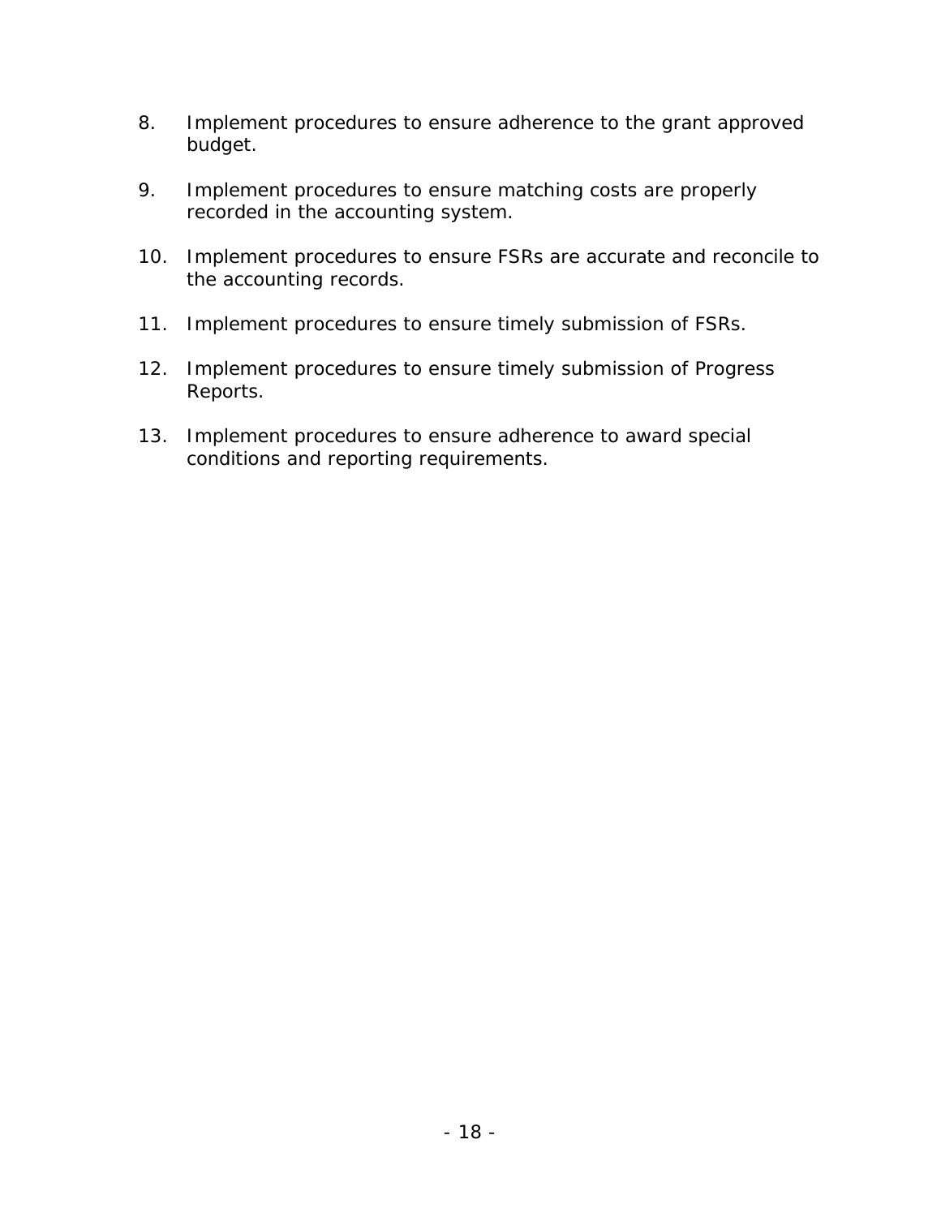8. Implement procedures to ensure adherence to the grant approved budget.

9. Implement procedures to ensure matching costs are properly recorded in the accounting system.

10. Implement procedures to ensure FSRs are accurate and reconcile to the accounting records.

11. Implement procedures to ensure timely submission of FSRs.

12. Implement procedures to ensure timely submission of Progress Reports.

13. Implement procedures to ensure adherence to award special conditions and reporting requirements.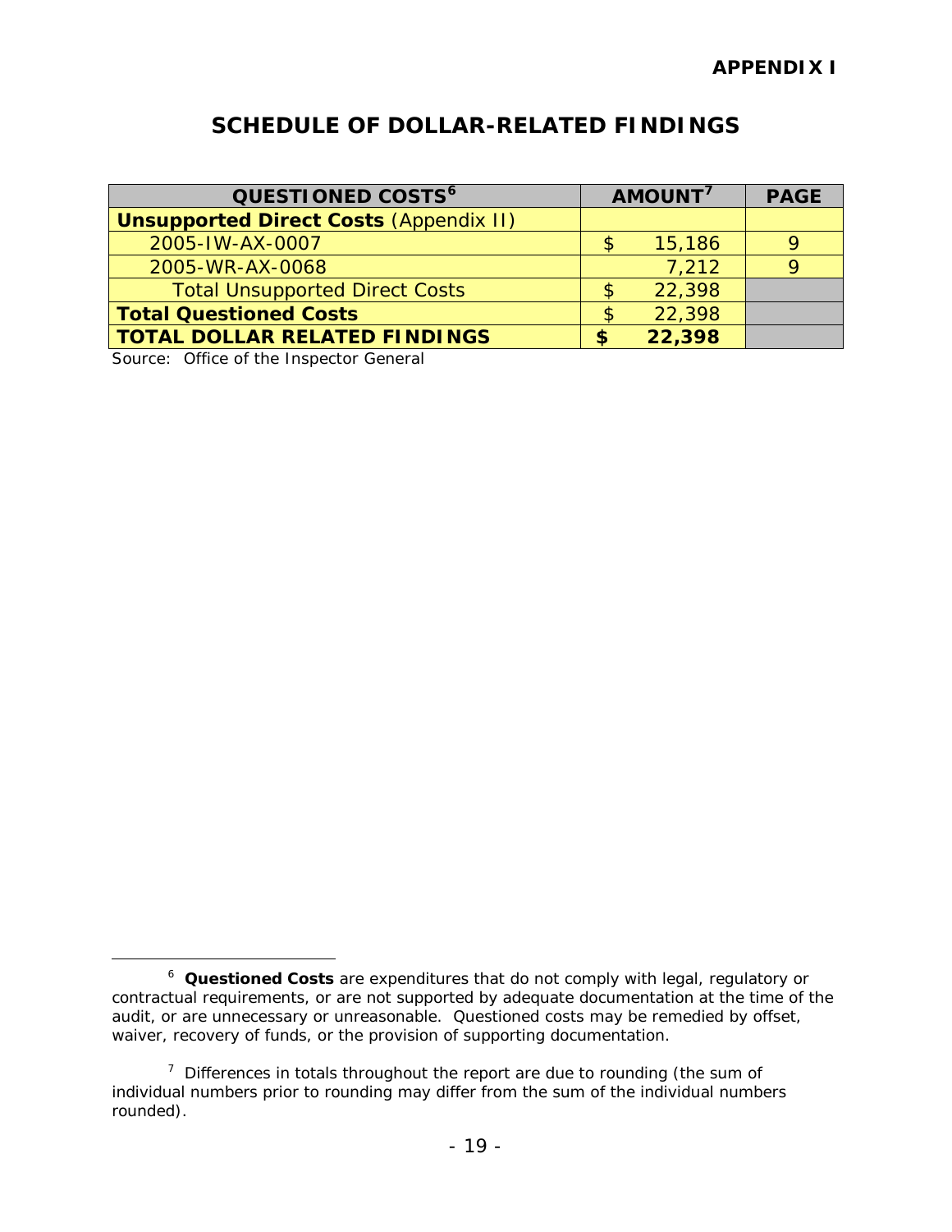**APPENDIX I**

## SCHEDULE OF DOLLAR-RELATED FINDINGS

| QUESTIONED COSTS[6] | AMOUNT[7] | PAGE |
|---|---|---|
| **Unsupported Direct Costs** (Appendix II) | | |
| 2005-IW-AX-0007 | $ 15,186 | 9 |
| 2005-WR-AX-0068 | 7,212 | 9 |
| Total Unsupported Direct Costs | $ 22,398 | |
| **Total Questioned Costs** | $ 22,398 | |
| **TOTAL DOLLAR RELATED FINDINGS** | **$ 22,398** | |

Source: Office of the Inspector General

[6] **Questioned Costs** are expenditures that do not comply with legal, regulatory or contractual requirements, or are not supported by adequate documentation at the time of the audit, or are unnecessary or unreasonable. Questioned costs may be remedied by offset, waiver, recovery of funds, or the provision of supporting documentation.

[7] Differences in totals throughout the report are due to rounding (the sum of individual numbers prior to rounding may differ from the sum of the individual numbers rounded).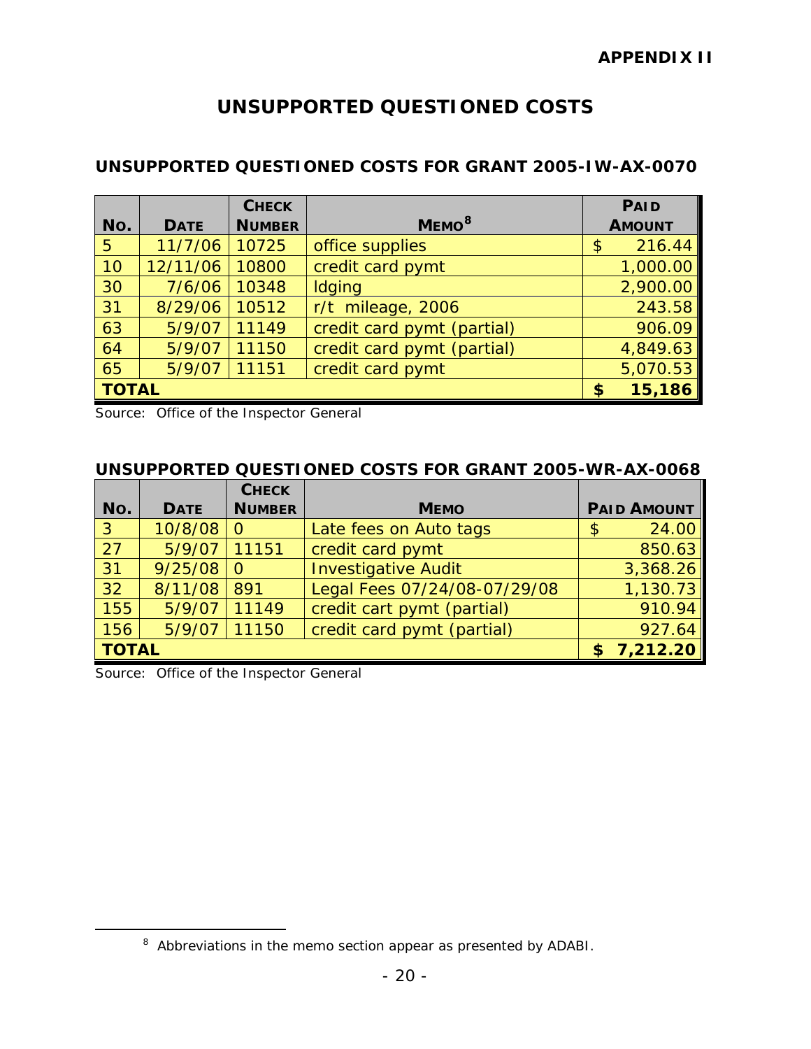APPENDIX II

# UNSUPPORTED QUESTIONED COSTS

## UNSUPPORTED QUESTIONED COSTS FOR GRANT 2005-IW-AX-0070

| No. | Date | Check Number | Memo[8] | Paid Amount |
|---|---|---|---|---|
| 5 | 11/7/06 | 10725 | office supplies | $ 216.44 |
| 10 | 12/11/06 | 10800 | credit card pymt | 1,000.00 |
| 30 | 7/6/06 | 10348 | ldging | 2,900.00 |
| 31 | 8/29/06 | 10512 | r/t mileage, 2006 | 243.58 |
| 63 | 5/9/07 | 11149 | credit card pymt (partial) | 906.09 |
| 64 | 5/9/07 | 11150 | credit card pymt (partial) | 4,849.63 |
| 65 | 5/9/07 | 11151 | credit card pymt | 5,070.53 |
| **TOTAL** | | | | **$ 15,186** |

Source: Office of the Inspector General

## UNSUPPORTED QUESTIONED COSTS FOR GRANT 2005-WR-AX-0068

| No. | Date | Check Number | Memo | Paid Amount |
|---|---|---|---|---|
| 3 | 10/8/08 | 0 | Late fees on Auto tags | $ 24.00 |
| 27 | 5/9/07 | 11151 | credit card pymt | 850.63 |
| 31 | 9/25/08 | 0 | Investigative Audit | 3,368.26 |
| 32 | 8/11/08 | 891 | Legal Fees 07/24/08-07/29/08 | 1,130.73 |
| 155 | 5/9/07 | 11149 | credit cart pymt (partial) | 910.94 |
| 156 | 5/9/07 | 11150 | credit card pymt (partial) | 927.64 |
| **TOTAL** | | | | **$ 7,212.20** |

Source: Office of the Inspector General

[8] Abbreviations in the memo section appear as presented by ADABI.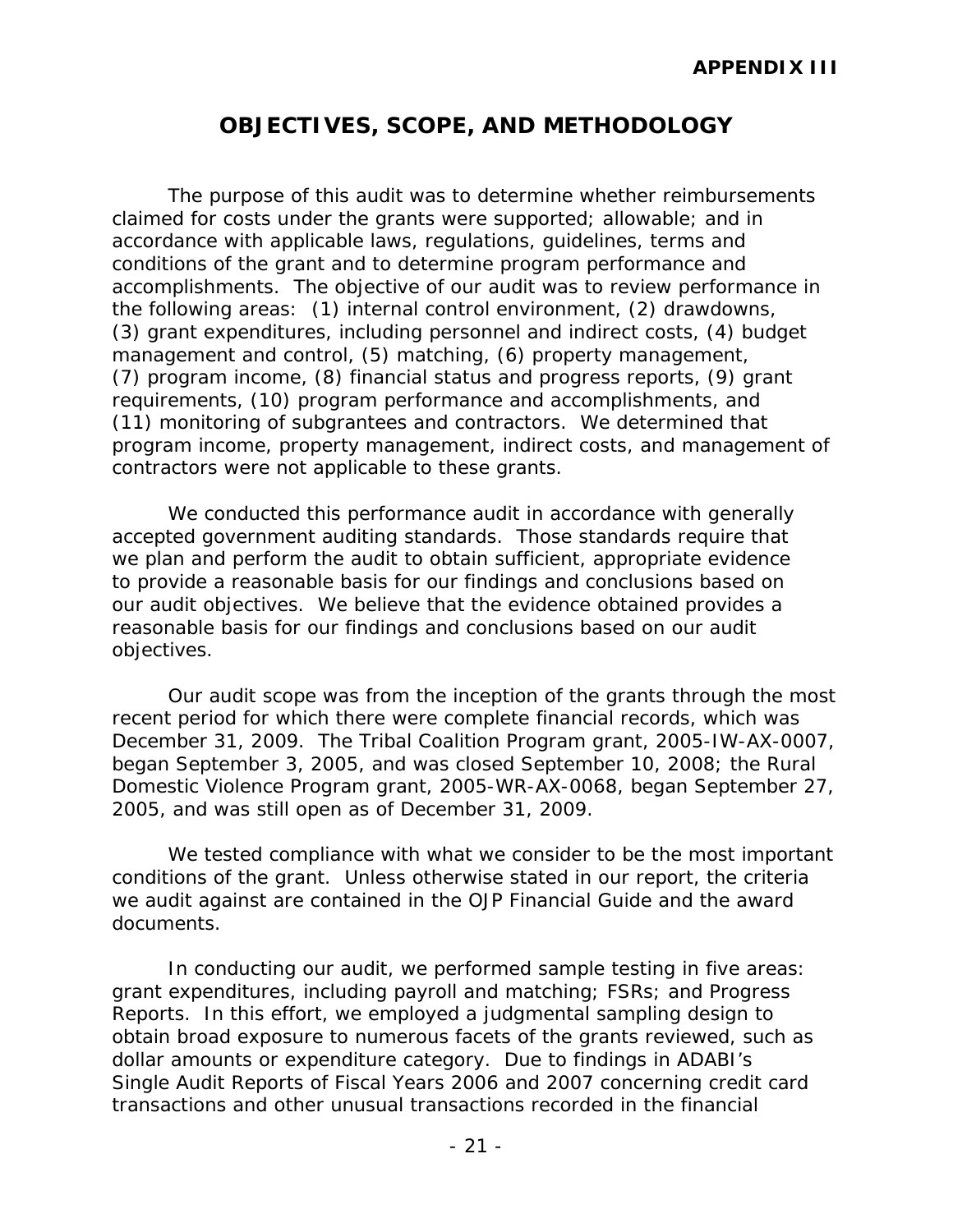**APPENDIX III**

# OBJECTIVES, SCOPE, AND METHODOLOGY

The purpose of this audit was to determine whether reimbursements claimed for costs under the grants were supported; allowable; and in accordance with applicable laws, regulations, guidelines, terms and conditions of the grant and to determine program performance and accomplishments. The objective of our audit was to review performance in the following areas: (1) internal control environment, (2) drawdowns, (3) grant expenditures, including personnel and indirect costs, (4) budget management and control, (5) matching, (6) property management, (7) program income, (8) financial status and progress reports, (9) grant requirements, (10) program performance and accomplishments, and (11) monitoring of subgrantees and contractors. We determined that program income, property management, indirect costs, and management of contractors were not applicable to these grants.

We conducted this performance audit in accordance with generally accepted government auditing standards. Those standards require that we plan and perform the audit to obtain sufficient, appropriate evidence to provide a reasonable basis for our findings and conclusions based on our audit objectives. We believe that the evidence obtained provides a reasonable basis for our findings and conclusions based on our audit objectives.

Our audit scope was from the inception of the grants through the most recent period for which there were complete financial records, which was December 31, 2009. The Tribal Coalition Program grant, 2005-IW-AX-0007, began September 3, 2005, and was closed September 10, 2008; the Rural Domestic Violence Program grant, 2005-WR-AX-0068, began September 27, 2005, and was still open as of December 31, 2009.

We tested compliance with what we consider to be the most important conditions of the grant. Unless otherwise stated in our report, the criteria we audit against are contained in the OJP Financial Guide and the award documents.

In conducting our audit, we performed sample testing in five areas: grant expenditures, including payroll and matching; FSRs; and Progress Reports. In this effort, we employed a judgmental sampling design to obtain broad exposure to numerous facets of the grants reviewed, such as dollar amounts or expenditure category. Due to findings in ADABI's Single Audit Reports of Fiscal Years 2006 and 2007 concerning credit card transactions and other unusual transactions recorded in the financial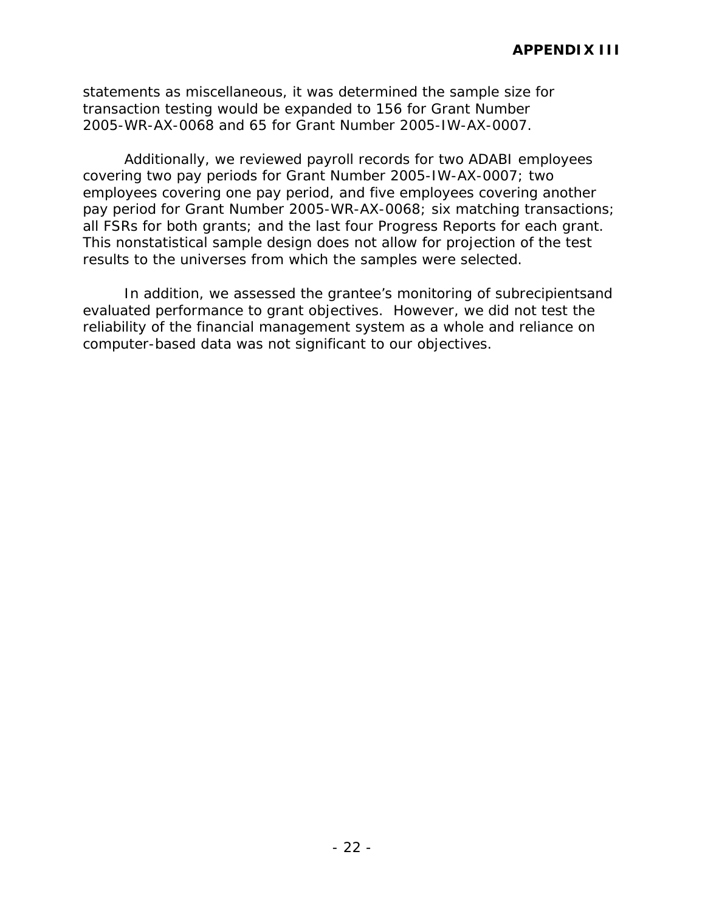statements as miscellaneous, it was determined the sample size for transaction testing would be expanded to 156 for Grant Number 2005-WR-AX-0068 and 65 for Grant Number 2005-IW-AX-0007.

Additionally, we reviewed payroll records for two ADABI employees covering two pay periods for Grant Number 2005-IW-AX-0007; two employees covering one pay period, and five employees covering another pay period for Grant Number 2005-WR-AX-0068; six matching transactions; all FSRs for both grants; and the last four Progress Reports for each grant. This nonstatistical sample design does not allow for projection of the test results to the universes from which the samples were selected.

In addition, we assessed the grantee's monitoring of subrecipientsand evaluated performance to grant objectives. However, we did not test the reliability of the financial management system as a whole and reliance on computer-based data was not significant to our objectives.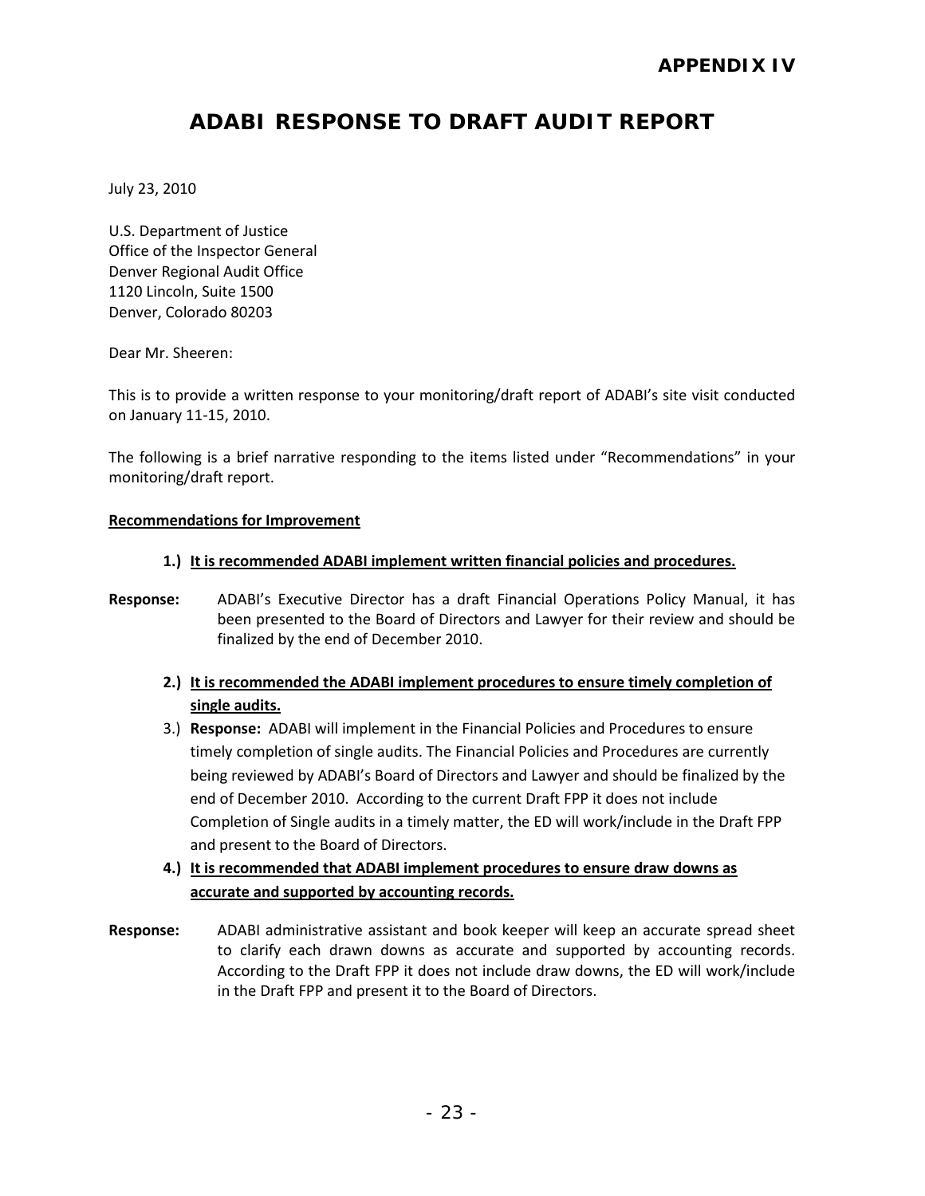**APPENDIX IV**

# ADABI RESPONSE TO DRAFT AUDIT REPORT

July 23, 2010

U.S. Department of Justice
Office of the Inspector General
Denver Regional Audit Office
1120 Lincoln, Suite 1500
Denver, Colorado 80203

Dear Mr. Sheeren:

This is to provide a written response to your monitoring/draft report of ADABI's site visit conducted on January 11-15, 2010.

The following is a brief narrative responding to the items listed under "Recommendations" in your monitoring/draft report.

**Recommendations for Improvement**

**1.) It is recommended ADABI implement written financial policies and procedures.**

**Response:** ADABI's Executive Director has a draft Financial Operations Policy Manual, it has been presented to the Board of Directors and Lawyer for their review and should be finalized by the end of December 2010.

**2.) It is recommended the ADABI implement procedures to ensure timely completion of single audits.**

3.) **Response:** ADABI will implement in the Financial Policies and Procedures to ensure timely completion of single audits. The Financial Policies and Procedures are currently being reviewed by ADABI's Board of Directors and Lawyer and should be finalized by the end of December 2010. According to the current Draft FPP it does not include Completion of Single audits in a timely matter, the ED will work/include in the Draft FPP and present to the Board of Directors.

**4.) It is recommended that ADABI implement procedures to ensure draw downs as accurate and supported by accounting records.**

**Response:** ADABI administrative assistant and book keeper will keep an accurate spread sheet to clarify each drawn downs as accurate and supported by accounting records. According to the Draft FPP it does not include draw downs, the ED will work/include in the Draft FPP and present it to the Board of Directors.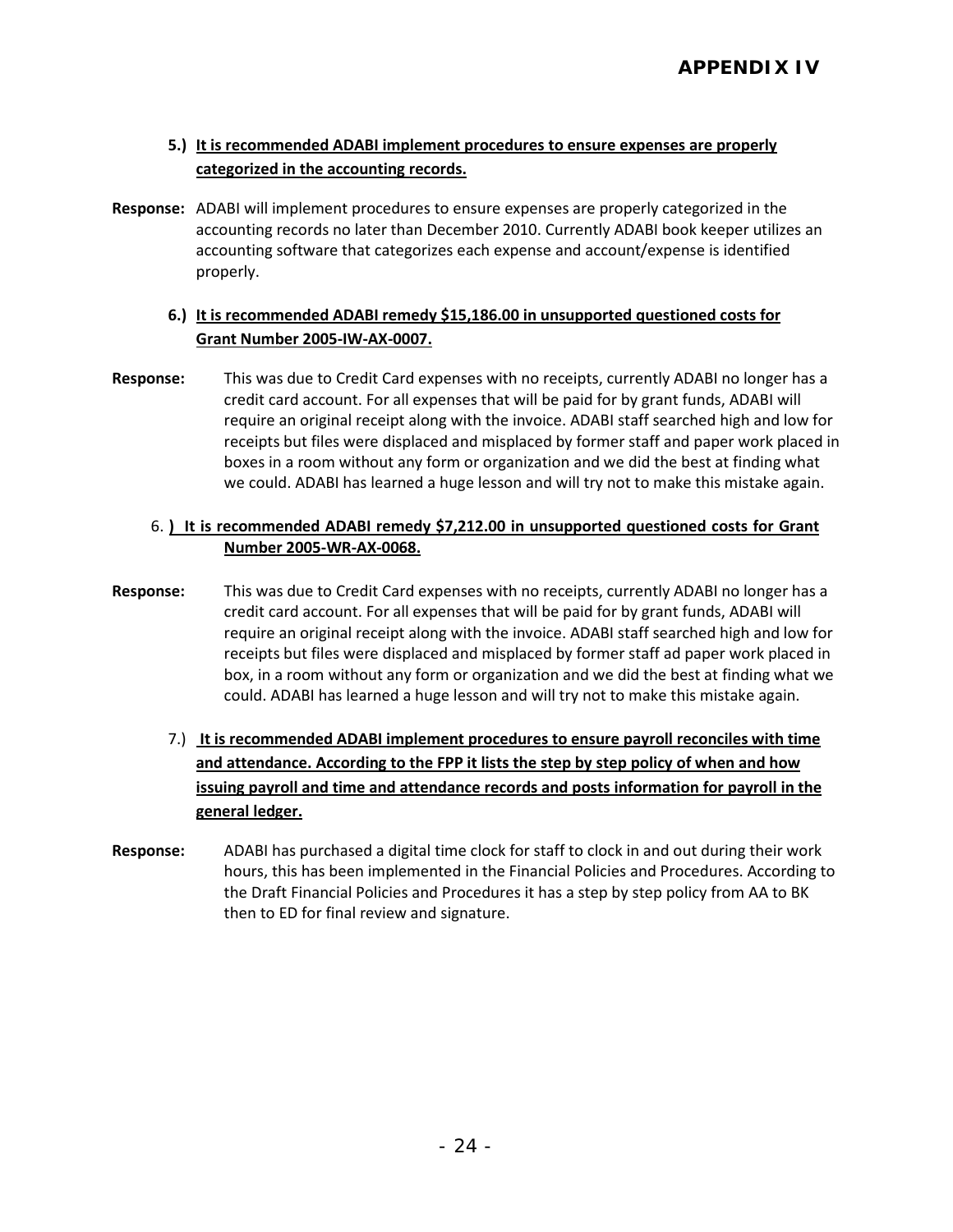# APPENDIX IV

**5.) It is recommended ADABI implement procedures to ensure expenses are properly categorized in the accounting records.**

**Response:** ADABI will implement procedures to ensure expenses are properly categorized in the accounting records no later than December 2010. Currently ADABI book keeper utilizes an accounting software that categorizes each expense and account/expense is identified properly.

**6.) It is recommended ADABI remedy $15,186.00 in unsupported questioned costs for Grant Number 2005-IW-AX-0007.**

**Response:** This was due to Credit Card expenses with no receipts, currently ADABI no longer has a credit card account. For all expenses that will be paid for by grant funds, ADABI will require an original receipt along with the invoice. ADABI staff searched high and low for receipts but files were displaced and misplaced by former staff and paper work placed in boxes in a room without any form or organization and we did the best at finding what we could. ADABI has learned a huge lesson and will try not to make this mistake again.

6. **) It is recommended ADABI remedy $7,212.00 in unsupported questioned costs for Grant Number 2005-WR-AX-0068.**

**Response:** This was due to Credit Card expenses with no receipts, currently ADABI no longer has a credit card account. For all expenses that will be paid for by grant funds, ADABI will require an original receipt along with the invoice. ADABI staff searched high and low for receipts but files were displaced and misplaced by former staff ad paper work placed in box, in a room without any form or organization and we did the best at finding what we could. ADABI has learned a huge lesson and will try not to make this mistake again.

7.) **It is recommended ADABI implement procedures to ensure payroll reconciles with time and attendance. According to the FPP it lists the step by step policy of when and how issuing payroll and time and attendance records and posts information for payroll in the general ledger.**

**Response:** ADABI has purchased a digital time clock for staff to clock in and out during their work hours, this has been implemented in the Financial Policies and Procedures. According to the Draft Financial Policies and Procedures it has a step by step policy from AA to BK then to ED for final review and signature.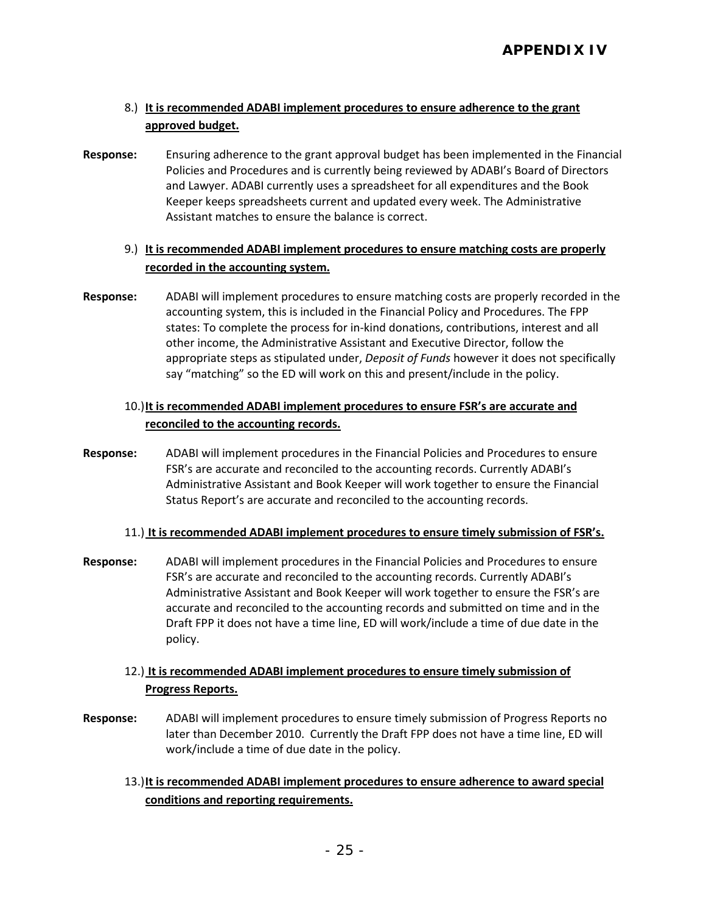# APPENDIX IV

8.) **It is recommended ADABI implement procedures to ensure adherence to the grant approved budget.**

**Response:** Ensuring adherence to the grant approval budget has been implemented in the Financial Policies and Procedures and is currently being reviewed by ADABI's Board of Directors and Lawyer. ADABI currently uses a spreadsheet for all expenditures and the Book Keeper keeps spreadsheets current and updated every week. The Administrative Assistant matches to ensure the balance is correct.

9.) **It is recommended ADABI implement procedures to ensure matching costs are properly recorded in the accounting system.**

**Response:** ADABI will implement procedures to ensure matching costs are properly recorded in the accounting system, this is included in the Financial Policy and Procedures. The FPP states: To complete the process for in-kind donations, contributions, interest and all other income, the Administrative Assistant and Executive Director, follow the appropriate steps as stipulated under, *Deposit of Funds* however it does not specifically say "matching" so the ED will work on this and present/include in the policy.

10.) **It is recommended ADABI implement procedures to ensure FSR's are accurate and reconciled to the accounting records.**

**Response:** ADABI will implement procedures in the Financial Policies and Procedures to ensure FSR's are accurate and reconciled to the accounting records. Currently ADABI's Administrative Assistant and Book Keeper will work together to ensure the Financial Status Report's are accurate and reconciled to the accounting records.

11.) **It is recommended ADABI implement procedures to ensure timely submission of FSR's.**

**Response:** ADABI will implement procedures in the Financial Policies and Procedures to ensure FSR's are accurate and reconciled to the accounting records. Currently ADABI's Administrative Assistant and Book Keeper will work together to ensure the FSR's are accurate and reconciled to the accounting records and submitted on time and in the Draft FPP it does not have a time line, ED will work/include a time of due date in the policy.

12.) **It is recommended ADABI implement procedures to ensure timely submission of Progress Reports.**

**Response:** ADABI will implement procedures to ensure timely submission of Progress Reports no later than December 2010. Currently the Draft FPP does not have a time line, ED will work/include a time of due date in the policy.

13.) **It is recommended ADABI implement procedures to ensure adherence to award special conditions and reporting requirements.**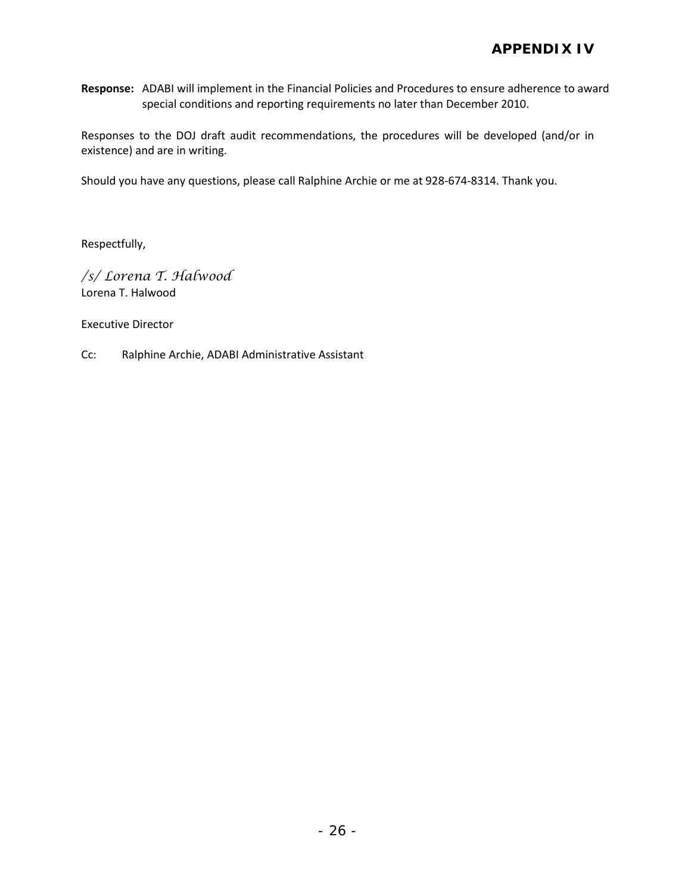## APPENDIX IV

**Response:** ADABI will implement in the Financial Policies and Procedures to ensure adherence to award special conditions and reporting requirements no later than December 2010.

Responses to the DOJ draft audit recommendations, the procedures will be developed (and/or in existence) and are in writing.

Should you have any questions, please call Ralphine Archie or me at 928-674-8314. Thank you.

Respectfully,

*/s/ Lorena T. Halwood*
Lorena T. Halwood

Executive Director

Cc: Ralphine Archie, ADABI Administrative Assistant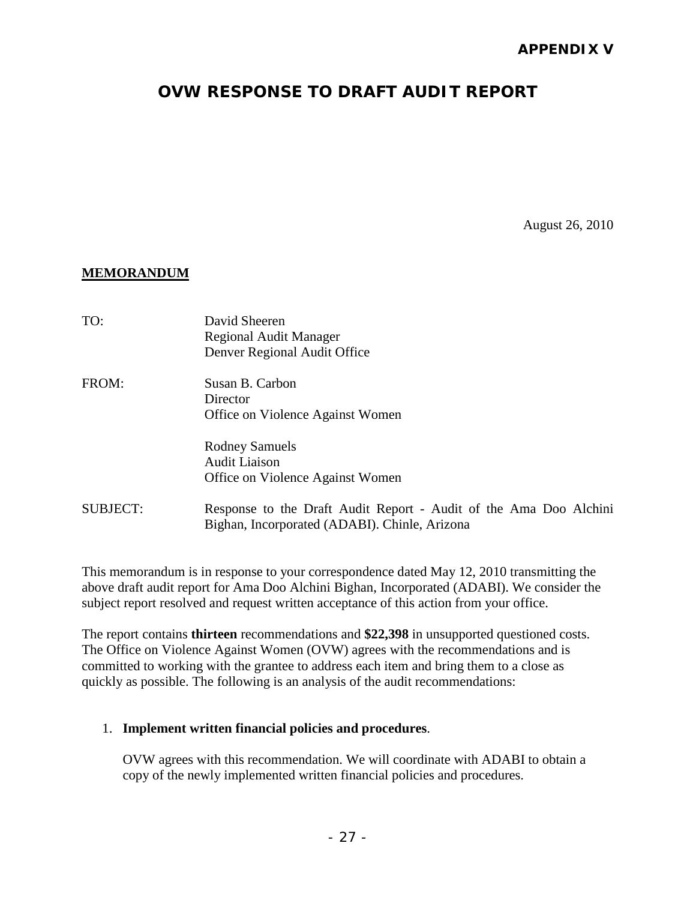# APPENDIX V

## OVW RESPONSE TO DRAFT AUDIT REPORT

August 26, 2010

**MEMORANDUM**

| | |
|---|---|
| TO: | David Sheeren<br>Regional Audit Manager<br>Denver Regional Audit Office |
| FROM: | Susan B. Carbon<br>Director<br>Office on Violence Against Women |
| | Rodney Samuels<br>Audit Liaison<br>Office on Violence Against Women |
| SUBJECT: | Response to the Draft Audit Report - Audit of the Ama Doo Alchini Bighan, Incorporated (ADABI). Chinle, Arizona |

This memorandum is in response to your correspondence dated May 12, 2010 transmitting the above draft audit report for Ama Doo Alchini Bighan, Incorporated (ADABI). We consider the subject report resolved and request written acceptance of this action from your office.

The report contains **thirteen** recommendations and **$22,398** in unsupported questioned costs. The Office on Violence Against Women (OVW) agrees with the recommendations and is committed to working with the grantee to address each item and bring them to a close as quickly as possible. The following is an analysis of the audit recommendations:

1. **Implement written financial policies and procedures**.

   OVW agrees with this recommendation. We will coordinate with ADABI to obtain a copy of the newly implemented written financial policies and procedures.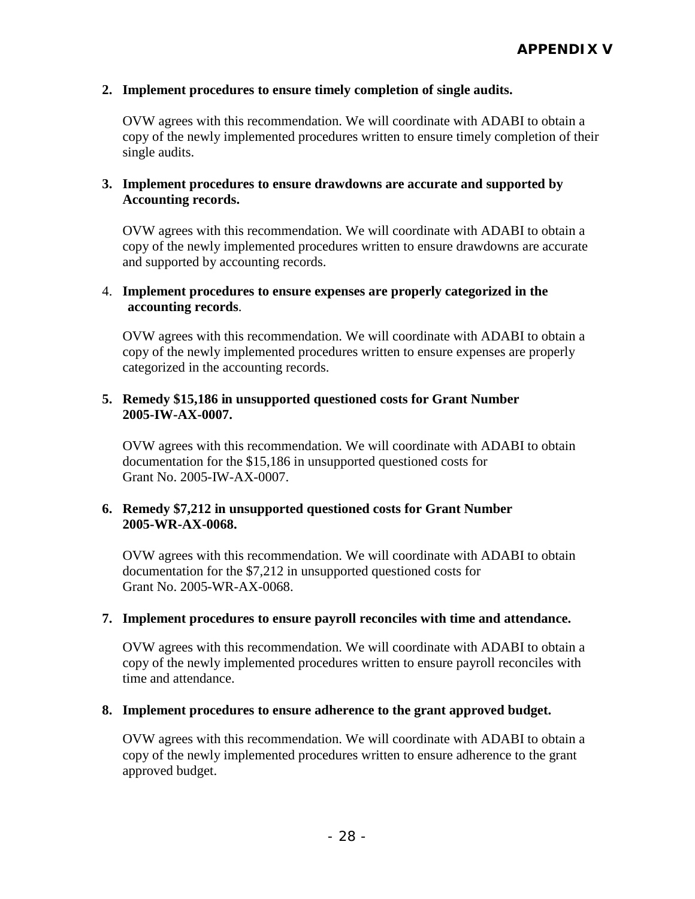## APPENDIX V

**2. Implement procedures to ensure timely completion of single audits.**

OVW agrees with this recommendation. We will coordinate with ADABI to obtain a copy of the newly implemented procedures written to ensure timely completion of their single audits.

**3. Implement procedures to ensure drawdowns are accurate and supported by Accounting records.**

OVW agrees with this recommendation. We will coordinate with ADABI to obtain a copy of the newly implemented procedures written to ensure drawdowns are accurate and supported by accounting records.

4. **Implement procedures to ensure expenses are properly categorized in the accounting records**.

OVW agrees with this recommendation. We will coordinate with ADABI to obtain a copy of the newly implemented procedures written to ensure expenses are properly categorized in the accounting records.

**5. Remedy $15,186 in unsupported questioned costs for Grant Number 2005-IW-AX-0007.**

OVW agrees with this recommendation. We will coordinate with ADABI to obtain documentation for the $15,186 in unsupported questioned costs for Grant No. 2005-IW-AX-0007.

**6. Remedy $7,212 in unsupported questioned costs for Grant Number 2005-WR-AX-0068.**

OVW agrees with this recommendation. We will coordinate with ADABI to obtain documentation for the $7,212 in unsupported questioned costs for Grant No. 2005-WR-AX-0068.

**7. Implement procedures to ensure payroll reconciles with time and attendance.**

OVW agrees with this recommendation. We will coordinate with ADABI to obtain a copy of the newly implemented procedures written to ensure payroll reconciles with time and attendance.

**8. Implement procedures to ensure adherence to the grant approved budget.**

OVW agrees with this recommendation. We will coordinate with ADABI to obtain a copy of the newly implemented procedures written to ensure adherence to the grant approved budget.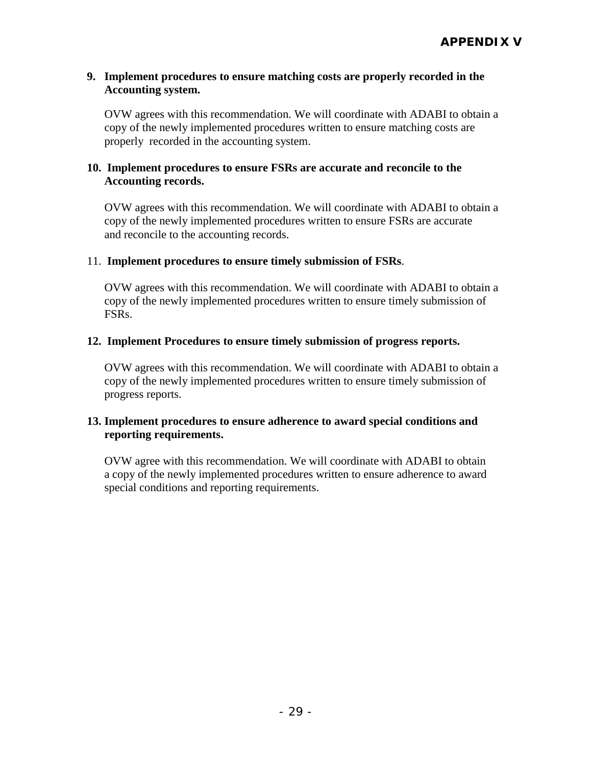# APPENDIX V

**9. Implement procedures to ensure matching costs are properly recorded in the Accounting system.**

OVW agrees with this recommendation. We will coordinate with ADABI to obtain a copy of the newly implemented procedures written to ensure matching costs are properly recorded in the accounting system.

**10. Implement procedures to ensure FSRs are accurate and reconcile to the Accounting records.**

OVW agrees with this recommendation. We will coordinate with ADABI to obtain a copy of the newly implemented procedures written to ensure FSRs are accurate and reconcile to the accounting records.

11. **Implement procedures to ensure timely submission of FSRs**.

OVW agrees with this recommendation. We will coordinate with ADABI to obtain a copy of the newly implemented procedures written to ensure timely submission of FSRs.

**12. Implement Procedures to ensure timely submission of progress reports.**

OVW agrees with this recommendation. We will coordinate with ADABI to obtain a copy of the newly implemented procedures written to ensure timely submission of progress reports.

**13. Implement procedures to ensure adherence to award special conditions and reporting requirements.**

OVW agree with this recommendation. We will coordinate with ADABI to obtain a copy of the newly implemented procedures written to ensure adherence to award special conditions and reporting requirements.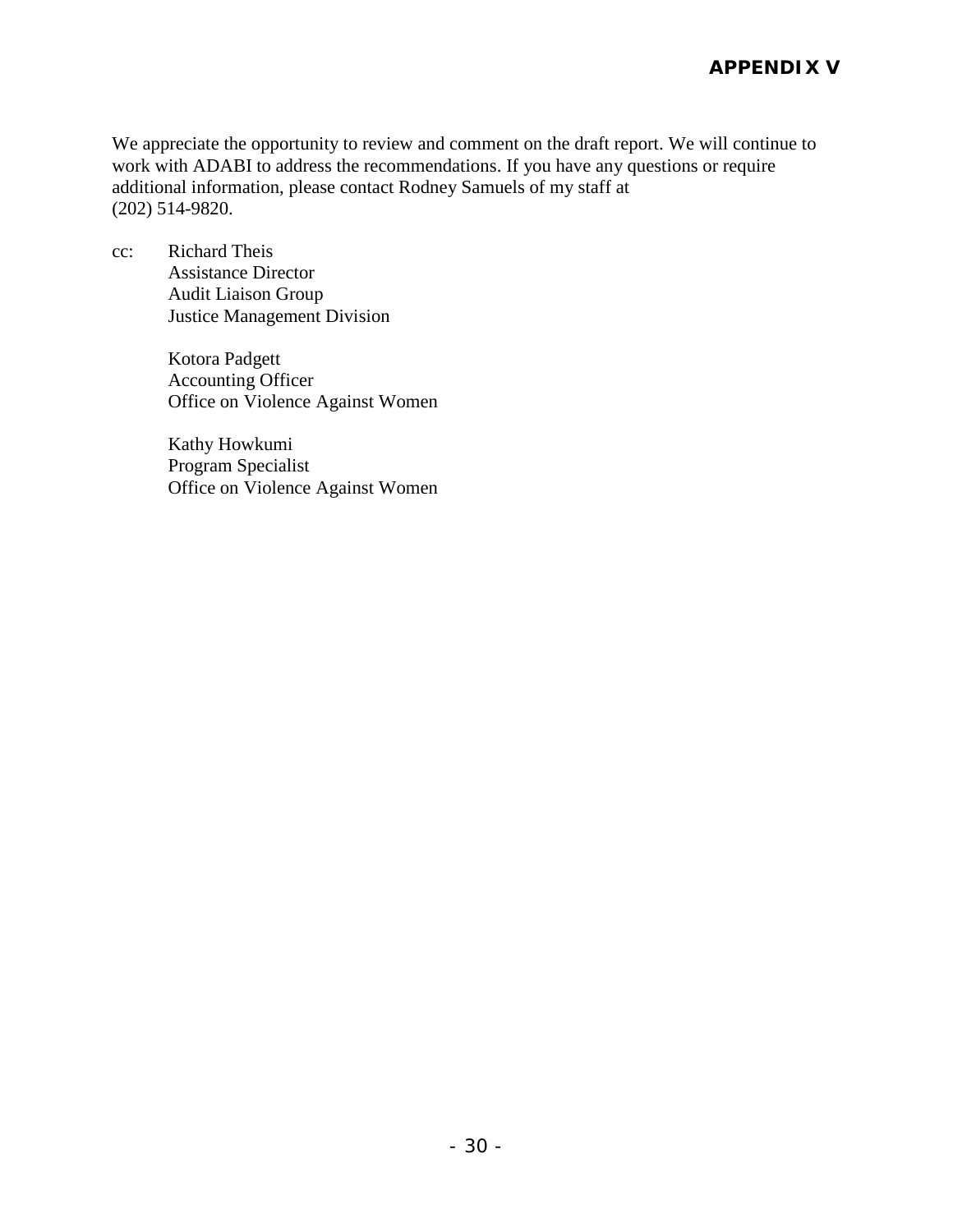**APPENDIX V**

We appreciate the opportunity to review and comment on the draft report. We will continue to work with ADABI to address the recommendations. If you have any questions or require additional information, please contact Rodney Samuels of my staff at (202) 514-9820.

cc: Richard Theis
Assistance Director
Audit Liaison Group
Justice Management Division

Kotora Padgett
Accounting Officer
Office on Violence Against Women

Kathy Howkumi
Program Specialist
Office on Violence Against Women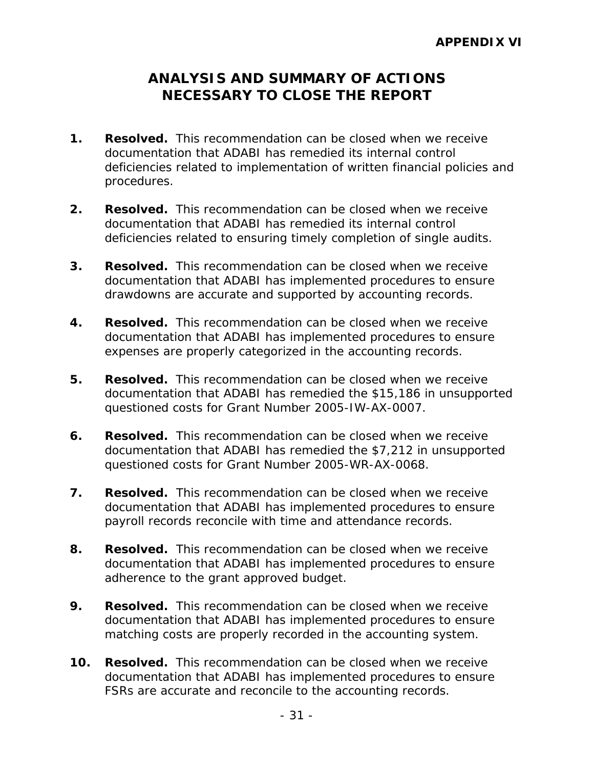**APPENDIX VI**

# ANALYSIS AND SUMMARY OF ACTIONS NECESSARY TO CLOSE THE REPORT

1. **Resolved.** This recommendation can be closed when we receive documentation that ADABI has remedied its internal control deficiencies related to implementation of written financial policies and procedures.

2. **Resolved.** This recommendation can be closed when we receive documentation that ADABI has remedied its internal control deficiencies related to ensuring timely completion of single audits.

3. **Resolved.** This recommendation can be closed when we receive documentation that ADABI has implemented procedures to ensure drawdowns are accurate and supported by accounting records.

4. **Resolved.** This recommendation can be closed when we receive documentation that ADABI has implemented procedures to ensure expenses are properly categorized in the accounting records.

5. **Resolved.** This recommendation can be closed when we receive documentation that ADABI has remedied the $15,186 in unsupported questioned costs for Grant Number 2005-IW-AX-0007.

6. **Resolved.** This recommendation can be closed when we receive documentation that ADABI has remedied the $7,212 in unsupported questioned costs for Grant Number 2005-WR-AX-0068.

7. **Resolved.** This recommendation can be closed when we receive documentation that ADABI has implemented procedures to ensure payroll records reconcile with time and attendance records.

8. **Resolved.** This recommendation can be closed when we receive documentation that ADABI has implemented procedures to ensure adherence to the grant approved budget.

9. **Resolved.** This recommendation can be closed when we receive documentation that ADABI has implemented procedures to ensure matching costs are properly recorded in the accounting system.

10. **Resolved.** This recommendation can be closed when we receive documentation that ADABI has implemented procedures to ensure FSRs are accurate and reconcile to the accounting records.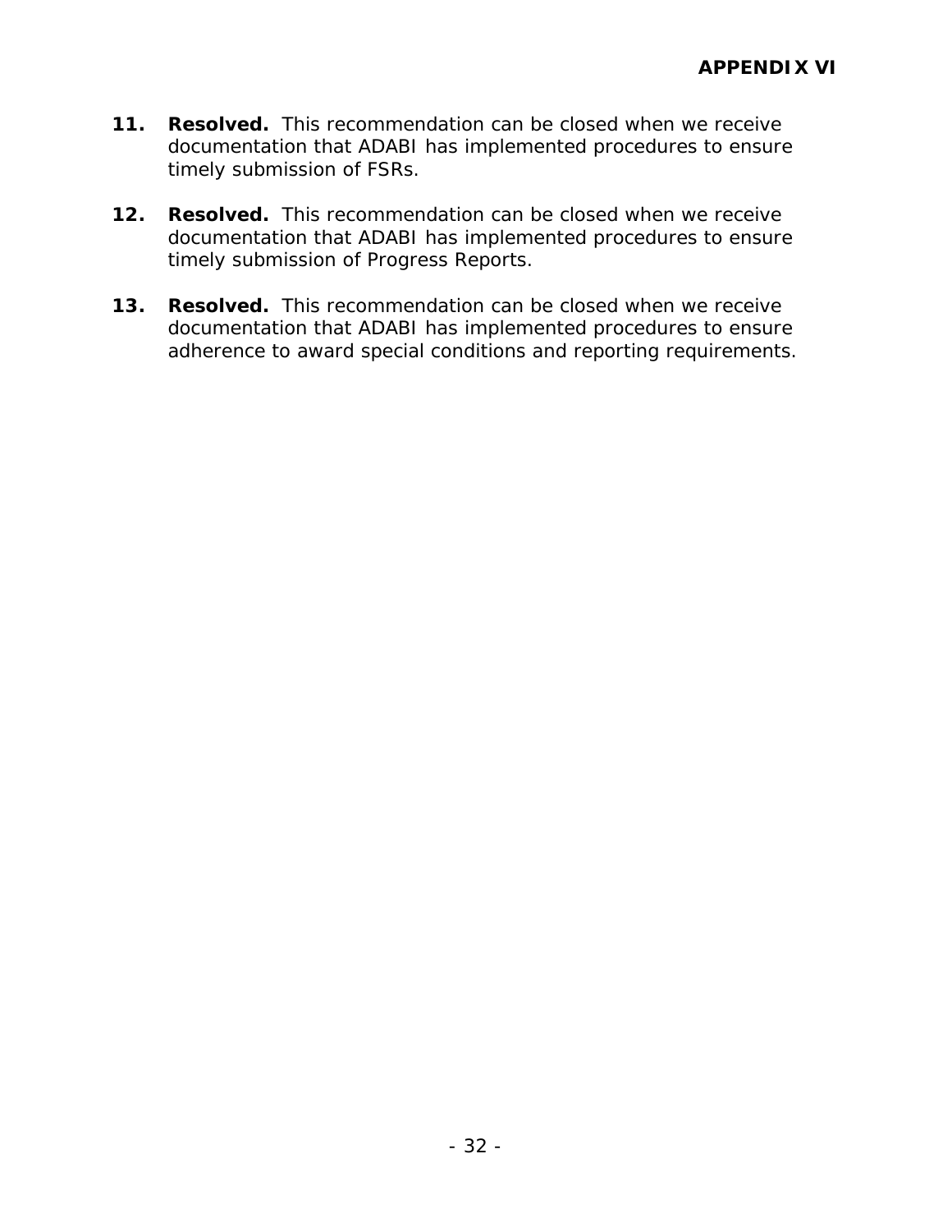**APPENDIX VI**

11. **Resolved.** This recommendation can be closed when we receive documentation that ADABI has implemented procedures to ensure timely submission of FSRs.

12. **Resolved.** This recommendation can be closed when we receive documentation that ADABI has implemented procedures to ensure timely submission of Progress Reports.

13. **Resolved.** This recommendation can be closed when we receive documentation that ADABI has implemented procedures to ensure adherence to award special conditions and reporting requirements.